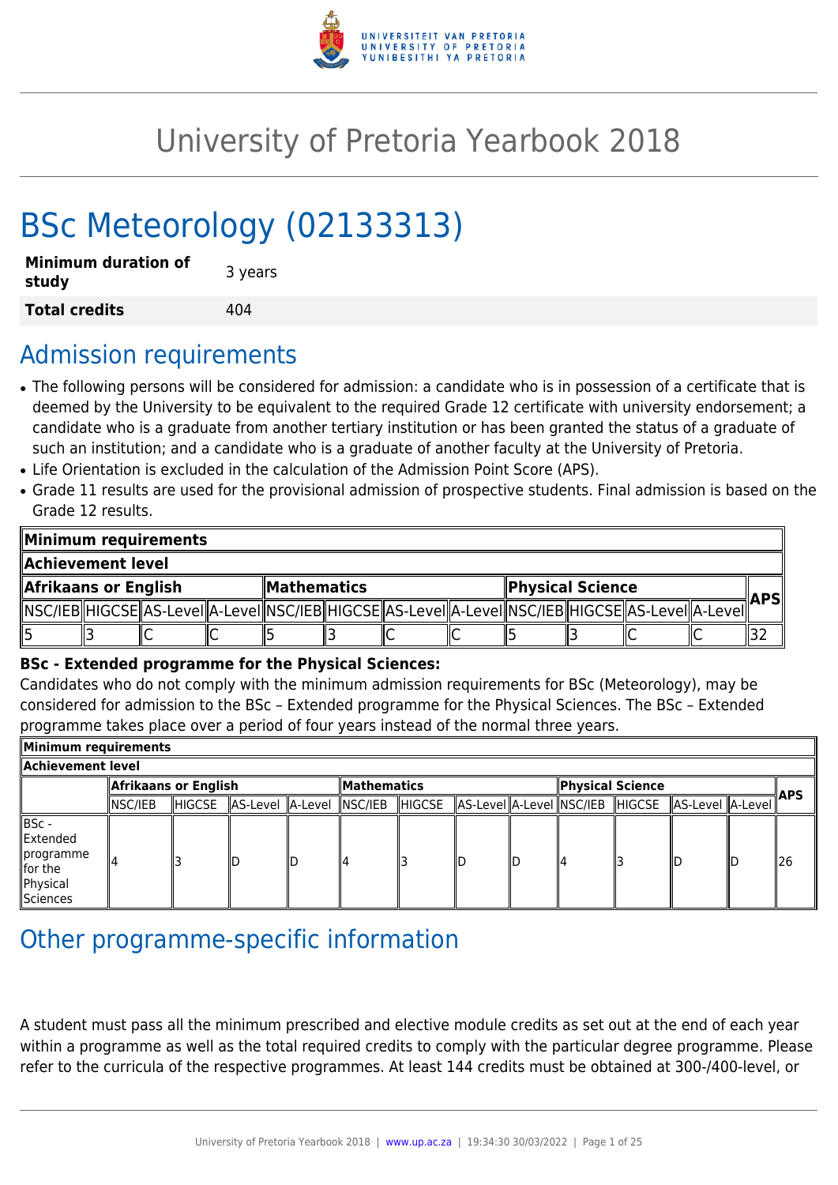# University of Pretoria Yearbook 2018

# BSc Meteorology (02133313)

| **Minimum duration of study** | 3 years |
|---|---|
| **Total credits** | 404 |

## Admission requirements

- The following persons will be considered for admission: a candidate who is in possession of a certificate that is deemed by the University to be equivalent to the required Grade 12 certificate with university endorsement; a candidate who is a graduate from another tertiary institution or has been granted the status of a graduate of such an institution; and a candidate who is a graduate of another faculty at the University of Pretoria.
- Life Orientation is excluded in the calculation of the Admission Point Score (APS).
- Grade 11 results are used for the provisional admission of prospective students. Final admission is based on the Grade 12 results.

| **Minimum requirements** | | | | | | | | | | | | |
|---|---|---|---|---|---|---|---|---|---|---|---|---|
| **Achievement level** | | | | | | | | | | | | |
| **Afrikaans or English** | | | | **Mathematics** | | | | **Physical Science** | | | | **APS** |
| NSC/IEB | HIGCSE | AS-Level | A-Level | NSC/IEB | HIGCSE | AS-Level | A-Level | NSC/IEB | HIGCSE | AS-Level | A-Level | |
| 5 | 3 | C | C | 5 | 3 | C | C | 5 | 3 | C | C | 32 |

**BSc - Extended programme for the Physical Sciences:**
Candidates who do not comply with the minimum admission requirements for BSc (Meteorology), may be considered for admission to the BSc – Extended programme for the Physical Sciences. The BSc – Extended programme takes place over a period of four years instead of the normal three years.

| **Minimum requirements** | | | | | | | | | | | | | |
|---|---|---|---|---|---|---|---|---|---|---|---|---|---|
| **Achievement level** | | | | | | | | | | | | | |
| | **Afrikaans or English** | | | | **Mathematics** | | | | **Physical Science** | | | | **APS** |
| | NSC/IEB | HIGCSE | AS-Level | A-Level | NSC/IEB | HIGCSE | AS-Level | A-Level | NSC/IEB | HIGCSE | AS-Level | A-Level | |
| BSc - Extended programme for the Physical Sciences | 4 | 3 | D | D | 4 | 3 | D | D | 4 | 3 | D | D | 26 |

## Other programme-specific information

A student must pass all the minimum prescribed and elective module credits as set out at the end of each year within a programme as well as the total required credits to comply with the particular degree programme. Please refer to the curricula of the respective programmes. At least 144 credits must be obtained at 300-/400-level, or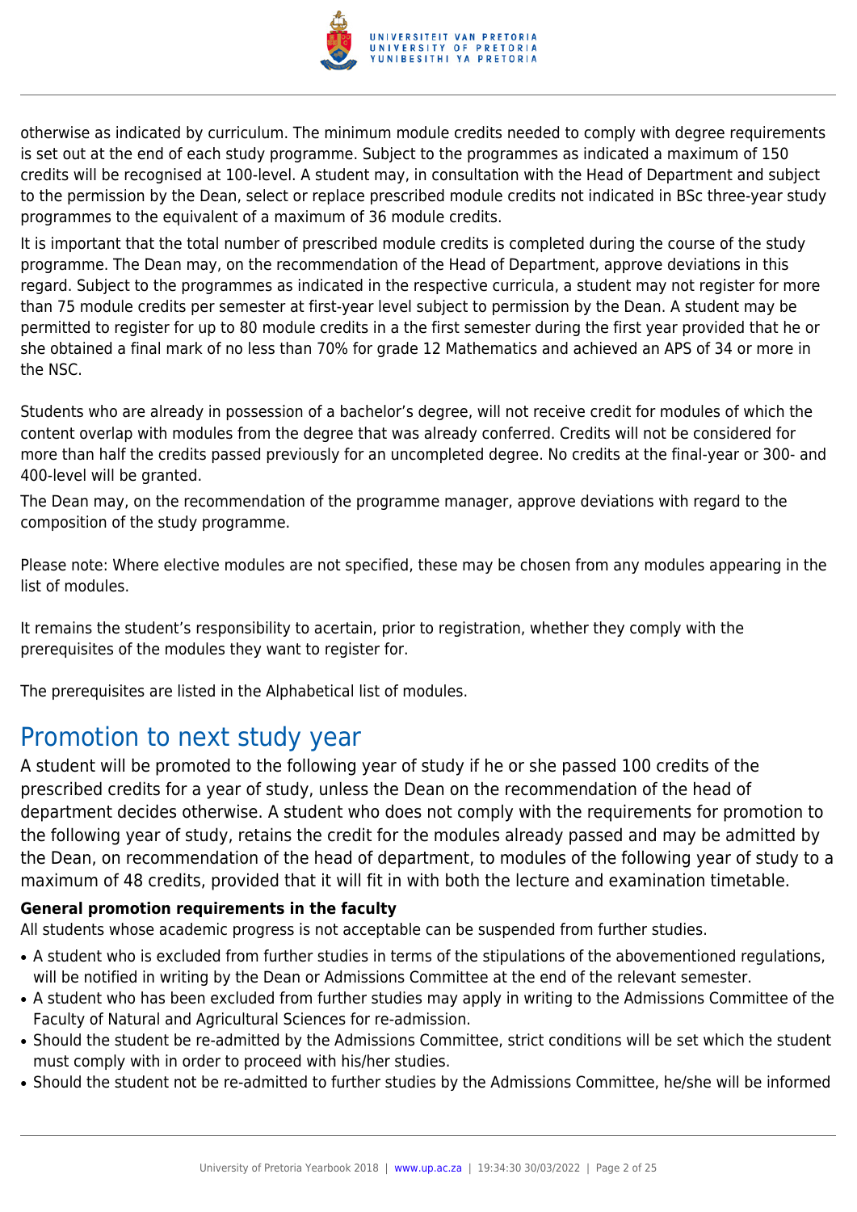otherwise as indicated by curriculum. The minimum module credits needed to comply with degree requirements is set out at the end of each study programme. Subject to the programmes as indicated a maximum of 150 credits will be recognised at 100-level. A student may, in consultation with the Head of Department and subject to the permission by the Dean, select or replace prescribed module credits not indicated in BSc three-year study programmes to the equivalent of a maximum of 36 module credits.

It is important that the total number of prescribed module credits is completed during the course of the study programme. The Dean may, on the recommendation of the Head of Department, approve deviations in this regard. Subject to the programmes as indicated in the respective curricula, a student may not register for more than 75 module credits per semester at first-year level subject to permission by the Dean. A student may be permitted to register for up to 80 module credits in a the first semester during the first year provided that he or she obtained a final mark of no less than 70% for grade 12 Mathematics and achieved an APS of 34 or more in the NSC.

Students who are already in possession of a bachelor's degree, will not receive credit for modules of which the content overlap with modules from the degree that was already conferred. Credits will not be considered for more than half the credits passed previously for an uncompleted degree. No credits at the final-year or 300- and 400-level will be granted.

The Dean may, on the recommendation of the programme manager, approve deviations with regard to the composition of the study programme.

Please note: Where elective modules are not specified, these may be chosen from any modules appearing in the list of modules.

It remains the student's responsibility to acertain, prior to registration, whether they comply with the prerequisites of the modules they want to register for.

The prerequisites are listed in the Alphabetical list of modules.

# Promotion to next study year

A student will be promoted to the following year of study if he or she passed 100 credits of the prescribed credits for a year of study, unless the Dean on the recommendation of the head of department decides otherwise. A student who does not comply with the requirements for promotion to the following year of study, retains the credit for the modules already passed and may be admitted by the Dean, on recommendation of the head of department, to modules of the following year of study to a maximum of 48 credits, provided that it will fit in with both the lecture and examination timetable.

**General promotion requirements in the faculty**

All students whose academic progress is not acceptable can be suspended from further studies.

- A student who is excluded from further studies in terms of the stipulations of the abovementioned regulations, will be notified in writing by the Dean or Admissions Committee at the end of the relevant semester.
- A student who has been excluded from further studies may apply in writing to the Admissions Committee of the Faculty of Natural and Agricultural Sciences for re-admission.
- Should the student be re-admitted by the Admissions Committee, strict conditions will be set which the student must comply with in order to proceed with his/her studies.
- Should the student not be re-admitted to further studies by the Admissions Committee, he/she will be informed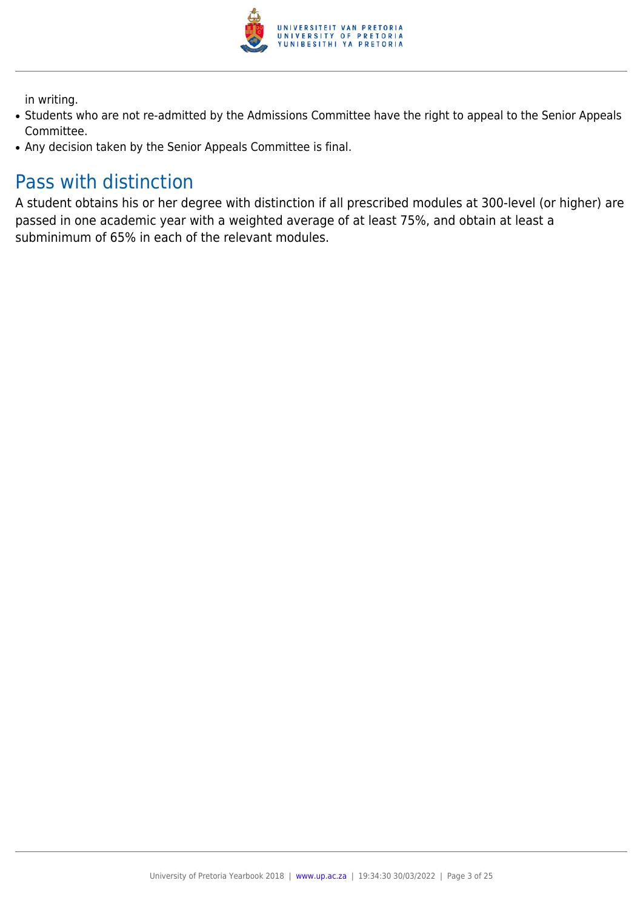in writing.

- Students who are not re-admitted by the Admissions Committee have the right to appeal to the Senior Appeals Committee.
- Any decision taken by the Senior Appeals Committee is final.

## Pass with distinction

A student obtains his or her degree with distinction if all prescribed modules at 300-level (or higher) are passed in one academic year with a weighted average of at least 75%, and obtain at least a subminimum of 65% in each of the relevant modules.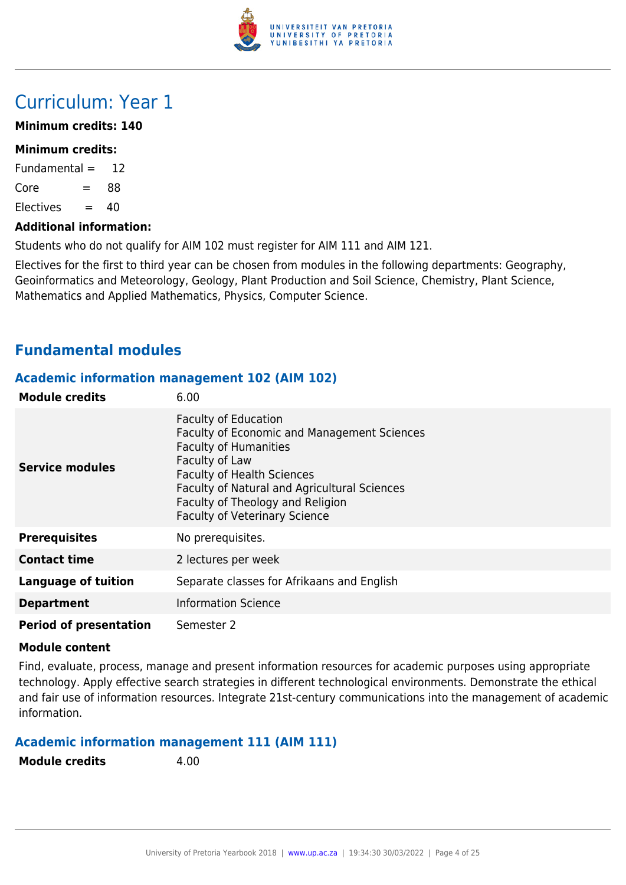# Curriculum: Year 1

**Minimum credits: 140**

**Minimum credits:**

Fundamental = 12

Core = 88

Electives = 40

**Additional information:**

Students who do not qualify for AIM 102 must register for AIM 111 and AIM 121.

Electives for the first to third year can be chosen from modules in the following departments: Geography, Geoinformatics and Meteorology, Geology, Plant Production and Soil Science, Chemistry, Plant Science, Mathematics and Applied Mathematics, Physics, Computer Science.

## Fundamental modules

### Academic information management 102 (AIM 102)

| | |
|---|---|
| **Module credits** | 6.00 |
| **Service modules** | Faculty of Education<br>Faculty of Economic and Management Sciences<br>Faculty of Humanities<br>Faculty of Law<br>Faculty of Health Sciences<br>Faculty of Natural and Agricultural Sciences<br>Faculty of Theology and Religion<br>Faculty of Veterinary Science |
| **Prerequisites** | No prerequisites. |
| **Contact time** | 2 lectures per week |
| **Language of tuition** | Separate classes for Afrikaans and English |
| **Department** | Information Science |
| **Period of presentation** | Semester 2 |

**Module content**

Find, evaluate, process, manage and present information resources for academic purposes using appropriate technology. Apply effective search strategies in different technological environments. Demonstrate the ethical and fair use of information resources. Integrate 21st-century communications into the management of academic information.

### Academic information management 111 (AIM 111)

| | |
|---|---|
| **Module credits** | 4.00 |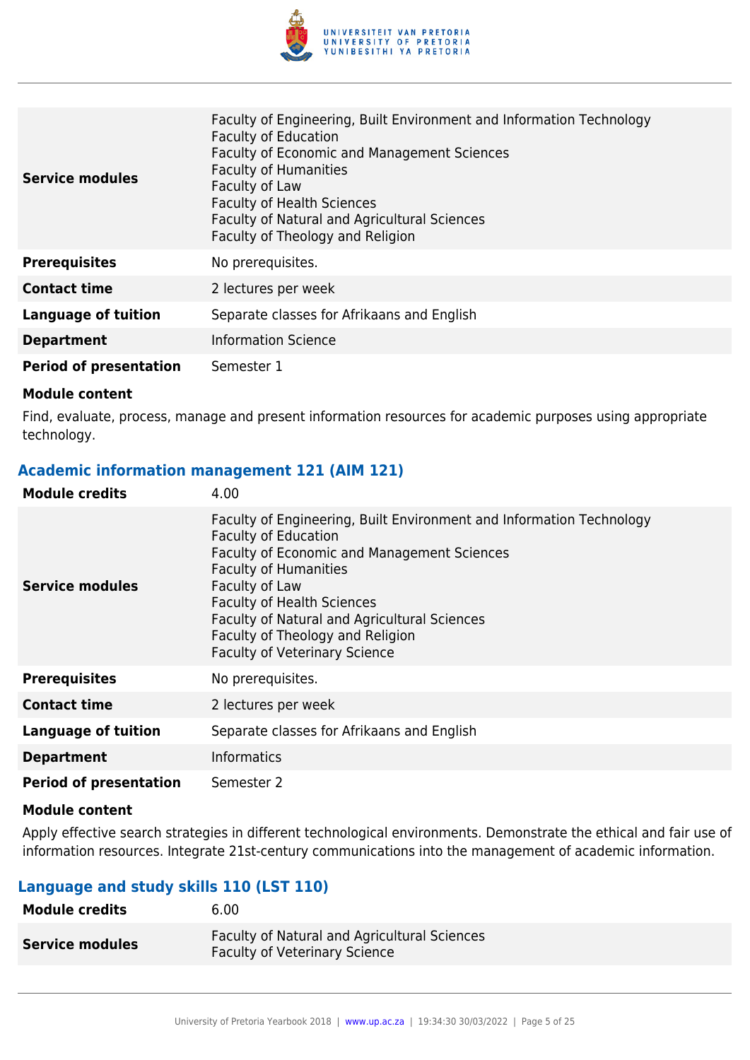| | |
|---|---|
| **Service modules** | Faculty of Engineering, Built Environment and Information Technology<br>Faculty of Education<br>Faculty of Economic and Management Sciences<br>Faculty of Humanities<br>Faculty of Law<br>Faculty of Health Sciences<br>Faculty of Natural and Agricultural Sciences<br>Faculty of Theology and Religion |
| **Prerequisites** | No prerequisites. |
| **Contact time** | 2 lectures per week |
| **Language of tuition** | Separate classes for Afrikaans and English |
| **Department** | Information Science |
| **Period of presentation** | Semester 1 |

**Module content**

Find, evaluate, process, manage and present information resources for academic purposes using appropriate technology.

### Academic information management 121 (AIM 121)

| | |
|---|---|
| **Module credits** | 4.00 |
| **Service modules** | Faculty of Engineering, Built Environment and Information Technology<br>Faculty of Education<br>Faculty of Economic and Management Sciences<br>Faculty of Humanities<br>Faculty of Law<br>Faculty of Health Sciences<br>Faculty of Natural and Agricultural Sciences<br>Faculty of Theology and Religion<br>Faculty of Veterinary Science |
| **Prerequisites** | No prerequisites. |
| **Contact time** | 2 lectures per week |
| **Language of tuition** | Separate classes for Afrikaans and English |
| **Department** | Informatics |
| **Period of presentation** | Semester 2 |

**Module content**

Apply effective search strategies in different technological environments. Demonstrate the ethical and fair use of information resources. Integrate 21st-century communications into the management of academic information.

### Language and study skills 110 (LST 110)

| | |
|---|---|
| **Module credits** | 6.00 |
| **Service modules** | Faculty of Natural and Agricultural Sciences<br>Faculty of Veterinary Science |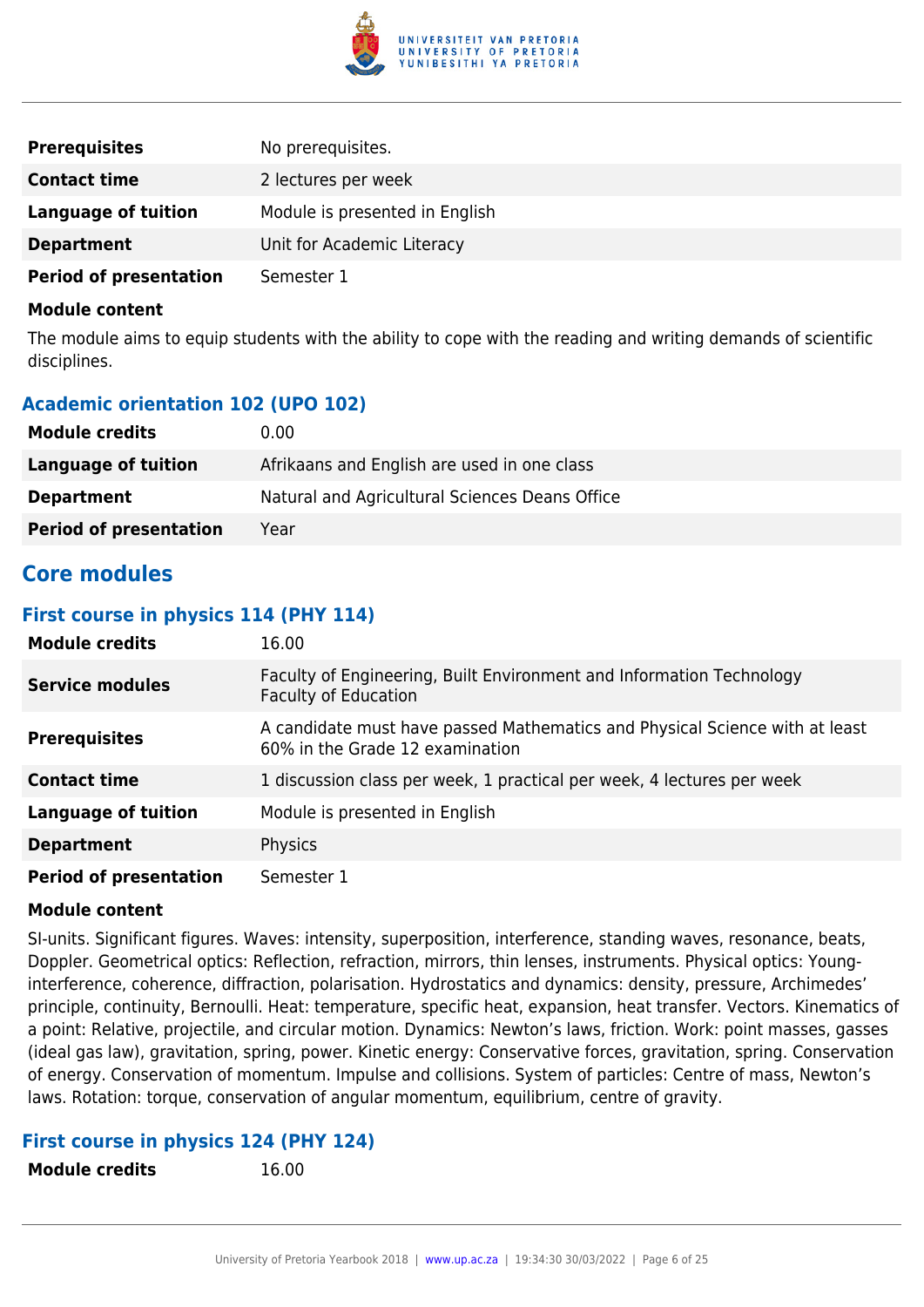| | |
|---|---|
| **Prerequisites** | No prerequisites. |
| **Contact time** | 2 lectures per week |
| **Language of tuition** | Module is presented in English |
| **Department** | Unit for Academic Literacy |
| **Period of presentation** | Semester 1 |

**Module content**

The module aims to equip students with the ability to cope with the reading and writing demands of scientific disciplines.

### Academic orientation 102 (UPO 102)

| | |
|---|---|
| **Module credits** | 0.00 |
| **Language of tuition** | Afrikaans and English are used in one class |
| **Department** | Natural and Agricultural Sciences Deans Office |
| **Period of presentation** | Year |

## Core modules

### First course in physics 114 (PHY 114)

| | |
|---|---|
| **Module credits** | 16.00 |
| **Service modules** | Faculty of Engineering, Built Environment and Information Technology<br>Faculty of Education |
| **Prerequisites** | A candidate must have passed Mathematics and Physical Science with at least 60% in the Grade 12 examination |
| **Contact time** | 1 discussion class per week, 1 practical per week, 4 lectures per week |
| **Language of tuition** | Module is presented in English |
| **Department** | Physics |
| **Period of presentation** | Semester 1 |

**Module content**

SI-units. Significant figures. Waves: intensity, superposition, interference, standing waves, resonance, beats, Doppler. Geometrical optics: Reflection, refraction, mirrors, thin lenses, instruments. Physical optics: Young-interference, coherence, diffraction, polarisation. Hydrostatics and dynamics: density, pressure, Archimedes' principle, continuity, Bernoulli. Heat: temperature, specific heat, expansion, heat transfer. Vectors. Kinematics of a point: Relative, projectile, and circular motion. Dynamics: Newton's laws, friction. Work: point masses, gasses (ideal gas law), gravitation, spring, power. Kinetic energy: Conservative forces, gravitation, spring. Conservation of energy. Conservation of momentum. Impulse and collisions. System of particles: Centre of mass, Newton's laws. Rotation: torque, conservation of angular momentum, equilibrium, centre of gravity.

### First course in physics 124 (PHY 124)

| | |
|---|---|
| **Module credits** | 16.00 |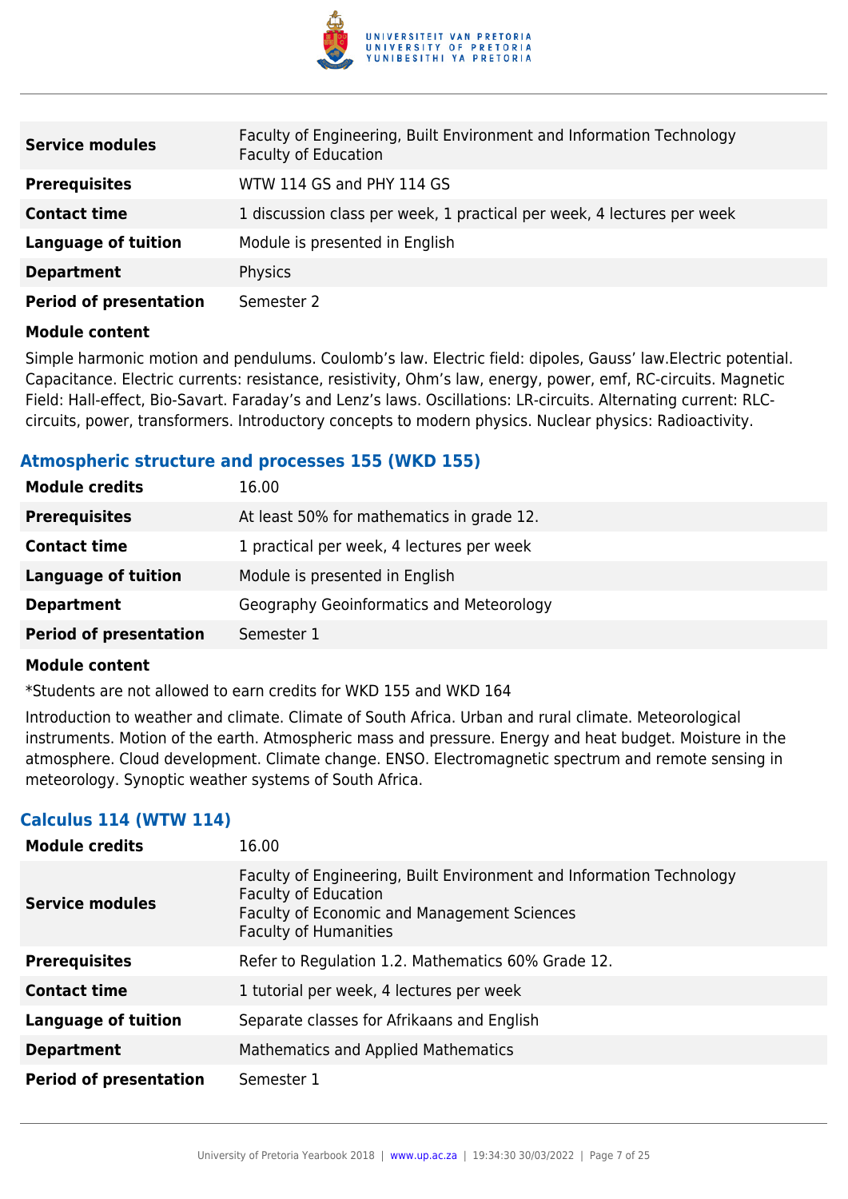| | |
|---|---|
| **Service modules** | Faculty of Engineering, Built Environment and Information Technology<br>Faculty of Education |
| **Prerequisites** | WTW 114 GS and PHY 114 GS |
| **Contact time** | 1 discussion class per week, 1 practical per week, 4 lectures per week |
| **Language of tuition** | Module is presented in English |
| **Department** | Physics |
| **Period of presentation** | Semester 2 |

**Module content**

Simple harmonic motion and pendulums. Coulomb's law. Electric field: dipoles, Gauss' law.Electric potential. Capacitance. Electric currents: resistance, resistivity, Ohm's law, energy, power, emf, RC-circuits. Magnetic Field: Hall-effect, Bio-Savart. Faraday's and Lenz's laws. Oscillations: LR-circuits. Alternating current: RLC-circuits, power, transformers. Introductory concepts to modern physics. Nuclear physics: Radioactivity.

### Atmospheric structure and processes 155 (WKD 155)

| | |
|---|---|
| **Module credits** | 16.00 |
| **Prerequisites** | At least 50% for mathematics in grade 12. |
| **Contact time** | 1 practical per week, 4 lectures per week |
| **Language of tuition** | Module is presented in English |
| **Department** | Geography Geoinformatics and Meteorology |
| **Period of presentation** | Semester 1 |

**Module content**

*Students are not allowed to earn credits for WKD 155 and WKD 164

Introduction to weather and climate. Climate of South Africa. Urban and rural climate. Meteorological instruments. Motion of the earth. Atmospheric mass and pressure. Energy and heat budget. Moisture in the atmosphere. Cloud development. Climate change. ENSO. Electromagnetic spectrum and remote sensing in meteorology. Synoptic weather systems of South Africa.

### Calculus 114 (WTW 114)

| | |
|---|---|
| **Module credits** | 16.00 |
| **Service modules** | Faculty of Engineering, Built Environment and Information Technology<br>Faculty of Education<br>Faculty of Economic and Management Sciences<br>Faculty of Humanities |
| **Prerequisites** | Refer to Regulation 1.2. Mathematics 60% Grade 12. |
| **Contact time** | 1 tutorial per week, 4 lectures per week |
| **Language of tuition** | Separate classes for Afrikaans and English |
| **Department** | Mathematics and Applied Mathematics |
| **Period of presentation** | Semester 1 |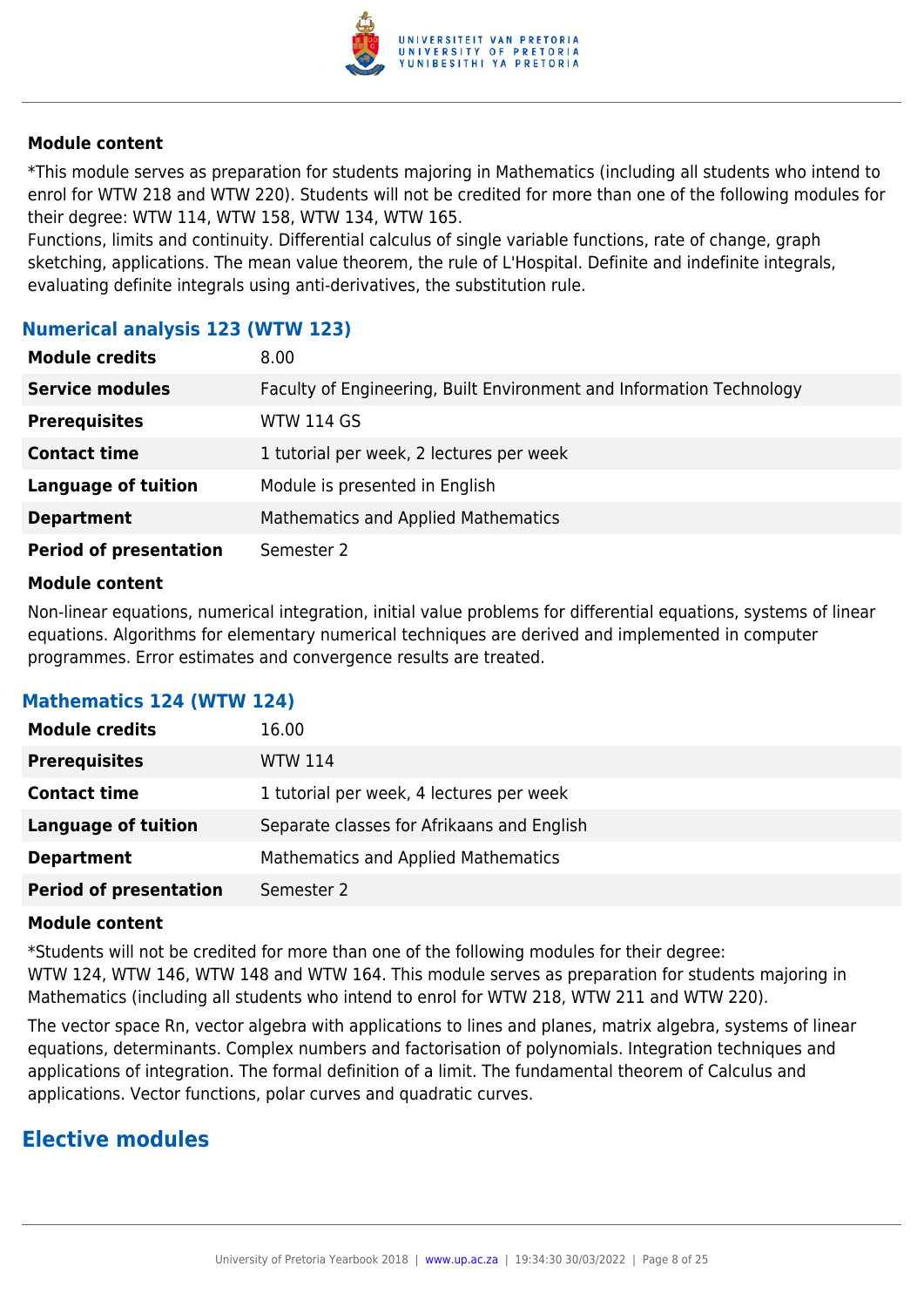#### Module content

*This module serves as preparation for students majoring in Mathematics (including all students who intend to enrol for WTW 218 and WTW 220). Students will not be credited for more than one of the following modules for their degree: WTW 114, WTW 158, WTW 134, WTW 165.
Functions, limits and continuity. Differential calculus of single variable functions, rate of change, graph sketching, applications. The mean value theorem, the rule of L'Hospital. Definite and indefinite integrals, evaluating definite integrals using anti-derivatives, the substitution rule.

### Numerical analysis 123 (WTW 123)

| | |
|---|---|
| **Module credits** | 8.00 |
| **Service modules** | Faculty of Engineering, Built Environment and Information Technology |
| **Prerequisites** | WTW 114 GS |
| **Contact time** | 1 tutorial per week, 2 lectures per week |
| **Language of tuition** | Module is presented in English |
| **Department** | Mathematics and Applied Mathematics |
| **Period of presentation** | Semester 2 |

#### Module content

Non-linear equations, numerical integration, initial value problems for differential equations, systems of linear equations. Algorithms for elementary numerical techniques are derived and implemented in computer programmes. Error estimates and convergence results are treated.

### Mathematics 124 (WTW 124)

| | |
|---|---|
| **Module credits** | 16.00 |
| **Prerequisites** | WTW 114 |
| **Contact time** | 1 tutorial per week, 4 lectures per week |
| **Language of tuition** | Separate classes for Afrikaans and English |
| **Department** | Mathematics and Applied Mathematics |
| **Period of presentation** | Semester 2 |

#### Module content

*Students will not be credited for more than one of the following modules for their degree:
WTW 124, WTW 146, WTW 148 and WTW 164. This module serves as preparation for students majoring in Mathematics (including all students who intend to enrol for WTW 218, WTW 211 and WTW 220).

The vector space Rn, vector algebra with applications to lines and planes, matrix algebra, systems of linear equations, determinants. Complex numbers and factorisation of polynomials. Integration techniques and applications of integration. The formal definition of a limit. The fundamental theorem of Calculus and applications. Vector functions, polar curves and quadratic curves.

## Elective modules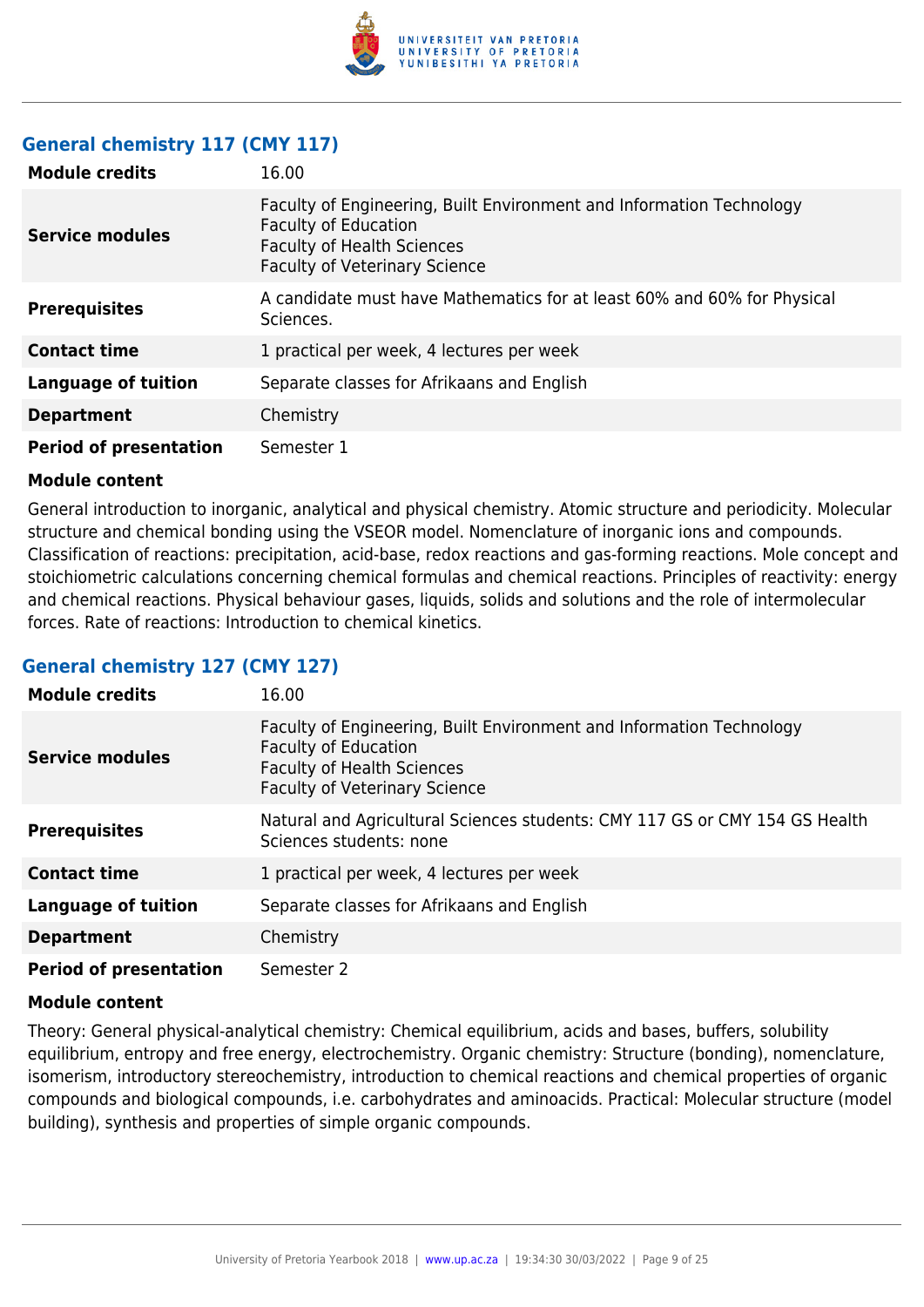## General chemistry 117 (CMY 117)

| | |
|---|---|
| **Module credits** | 16.00 |
| **Service modules** | Faculty of Engineering, Built Environment and Information Technology<br>Faculty of Education<br>Faculty of Health Sciences<br>Faculty of Veterinary Science |
| **Prerequisites** | A candidate must have Mathematics for at least 60% and 60% for Physical Sciences. |
| **Contact time** | 1 practical per week, 4 lectures per week |
| **Language of tuition** | Separate classes for Afrikaans and English |
| **Department** | Chemistry |
| **Period of presentation** | Semester 1 |

**Module content**

General introduction to inorganic, analytical and physical chemistry. Atomic structure and periodicity. Molecular structure and chemical bonding using the VSEOR model. Nomenclature of inorganic ions and compounds. Classification of reactions: precipitation, acid-base, redox reactions and gas-forming reactions. Mole concept and stoichiometric calculations concerning chemical formulas and chemical reactions. Principles of reactivity: energy and chemical reactions. Physical behaviour gases, liquids, solids and solutions and the role of intermolecular forces. Rate of reactions: Introduction to chemical kinetics.

## General chemistry 127 (CMY 127)

| | |
|---|---|
| **Module credits** | 16.00 |
| **Service modules** | Faculty of Engineering, Built Environment and Information Technology<br>Faculty of Education<br>Faculty of Health Sciences<br>Faculty of Veterinary Science |
| **Prerequisites** | Natural and Agricultural Sciences students: CMY 117 GS or CMY 154 GS Health Sciences students: none |
| **Contact time** | 1 practical per week, 4 lectures per week |
| **Language of tuition** | Separate classes for Afrikaans and English |
| **Department** | Chemistry |
| **Period of presentation** | Semester 2 |

**Module content**

Theory: General physical-analytical chemistry: Chemical equilibrium, acids and bases, buffers, solubility equilibrium, entropy and free energy, electrochemistry. Organic chemistry: Structure (bonding), nomenclature, isomerism, introductory stereochemistry, introduction to chemical reactions and chemical properties of organic compounds and biological compounds, i.e. carbohydrates and aminoacids. Practical: Molecular structure (model building), synthesis and properties of simple organic compounds.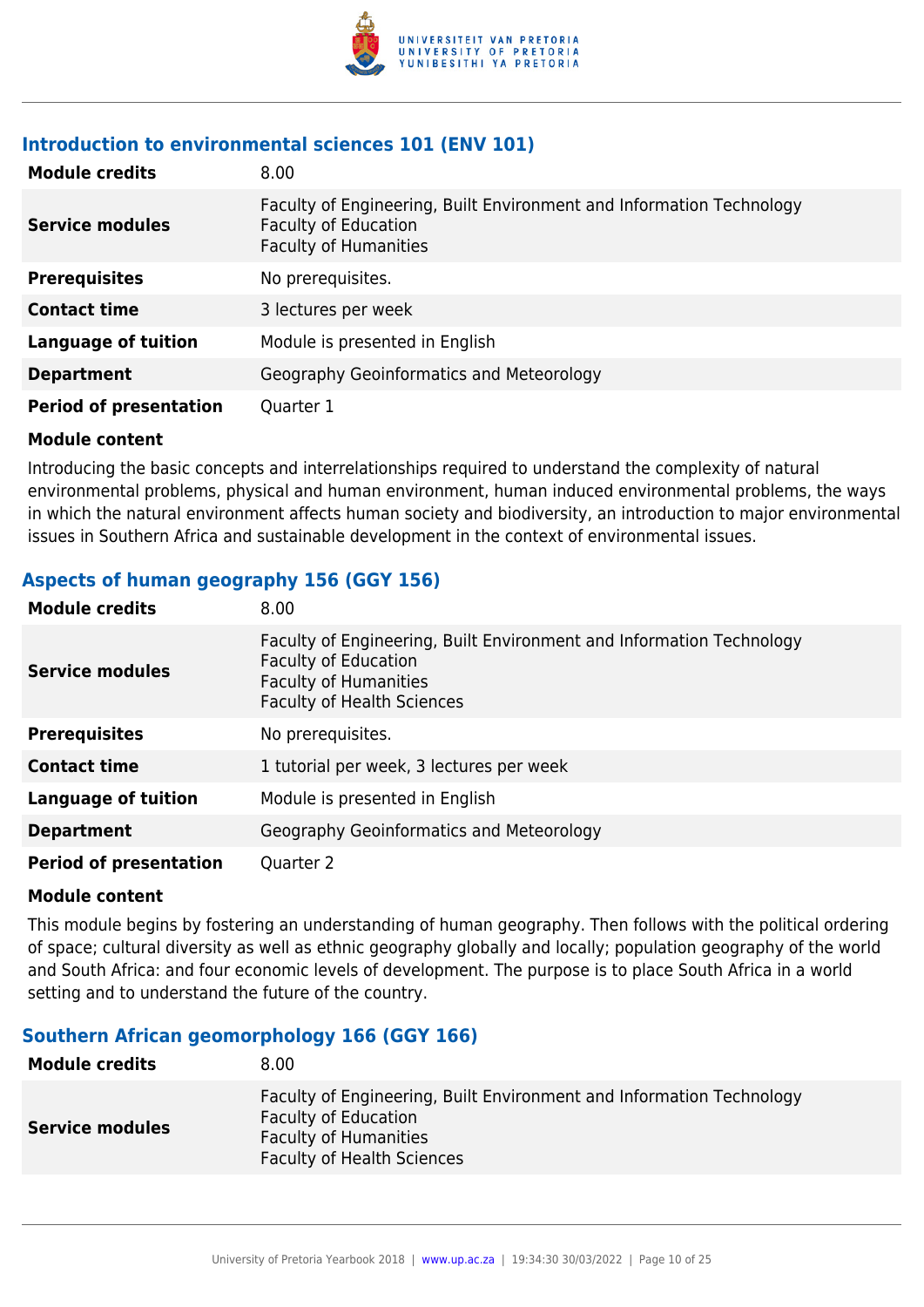### Introduction to environmental sciences 101 (ENV 101)

| | |
|---|---|
| **Module credits** | 8.00 |
| **Service modules** | Faculty of Engineering, Built Environment and Information Technology<br>Faculty of Education<br>Faculty of Humanities |
| **Prerequisites** | No prerequisites. |
| **Contact time** | 3 lectures per week |
| **Language of tuition** | Module is presented in English |
| **Department** | Geography Geoinformatics and Meteorology |
| **Period of presentation** | Quarter 1 |

**Module content**

Introducing the basic concepts and interrelationships required to understand the complexity of natural environmental problems, physical and human environment, human induced environmental problems, the ways in which the natural environment affects human society and biodiversity, an introduction to major environmental issues in Southern Africa and sustainable development in the context of environmental issues.

### Aspects of human geography 156 (GGY 156)

| | |
|---|---|
| **Module credits** | 8.00 |
| **Service modules** | Faculty of Engineering, Built Environment and Information Technology<br>Faculty of Education<br>Faculty of Humanities<br>Faculty of Health Sciences |
| **Prerequisites** | No prerequisites. |
| **Contact time** | 1 tutorial per week, 3 lectures per week |
| **Language of tuition** | Module is presented in English |
| **Department** | Geography Geoinformatics and Meteorology |
| **Period of presentation** | Quarter 2 |

**Module content**

This module begins by fostering an understanding of human geography. Then follows with the political ordering of space; cultural diversity as well as ethnic geography globally and locally; population geography of the world and South Africa: and four economic levels of development. The purpose is to place South Africa in a world setting and to understand the future of the country.

### Southern African geomorphology 166 (GGY 166)

| | |
|---|---|
| **Module credits** | 8.00 |
| **Service modules** | Faculty of Engineering, Built Environment and Information Technology<br>Faculty of Education<br>Faculty of Humanities<br>Faculty of Health Sciences |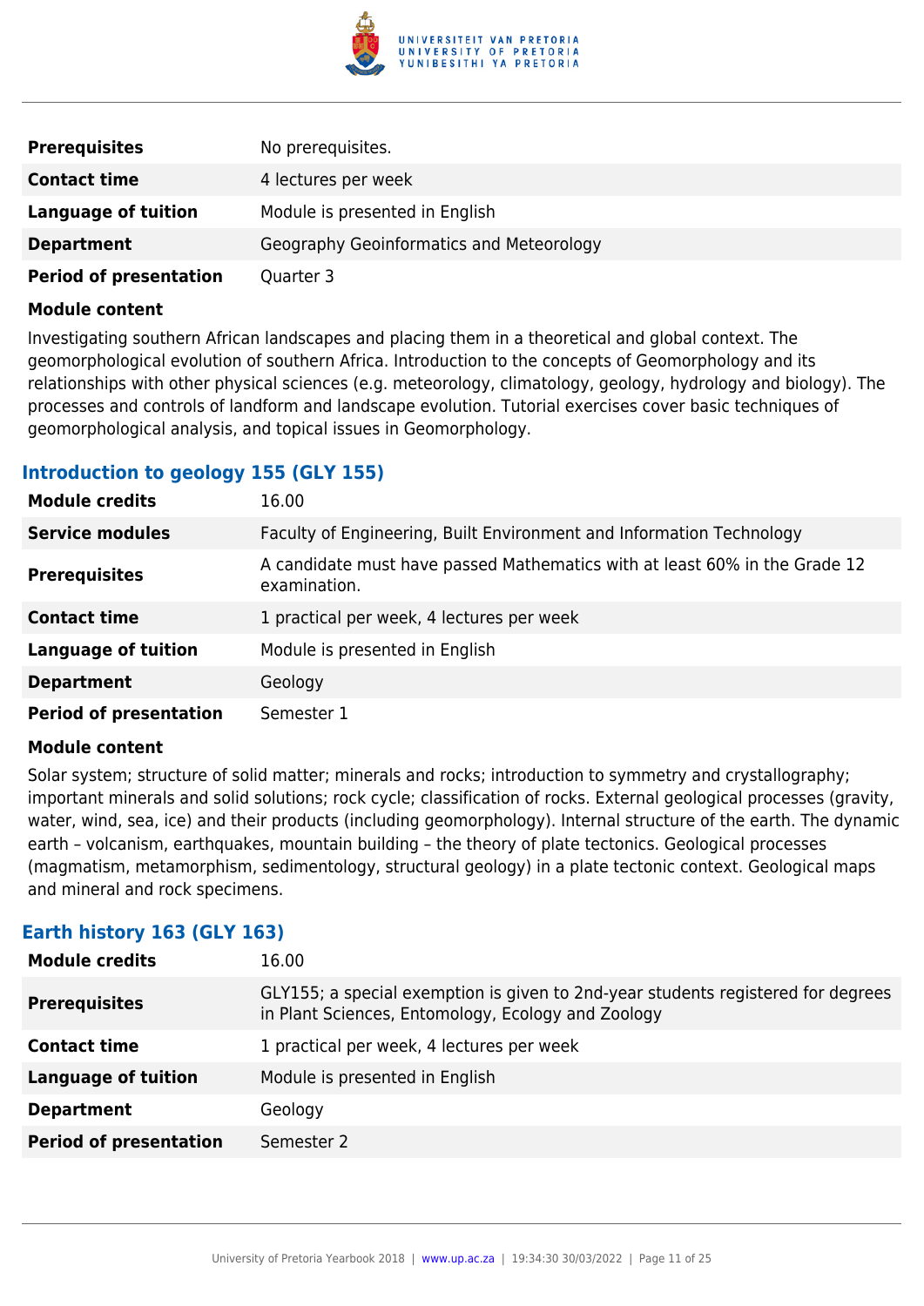| | |
|---|---|
| **Prerequisites** | No prerequisites. |
| **Contact time** | 4 lectures per week |
| **Language of tuition** | Module is presented in English |
| **Department** | Geography Geoinformatics and Meteorology |
| **Period of presentation** | Quarter 3 |

**Module content**

Investigating southern African landscapes and placing them in a theoretical and global context. The geomorphological evolution of southern Africa. Introduction to the concepts of Geomorphology and its relationships with other physical sciences (e.g. meteorology, climatology, geology, hydrology and biology). The processes and controls of landform and landscape evolution. Tutorial exercises cover basic techniques of geomorphological analysis, and topical issues in Geomorphology.

### Introduction to geology 155 (GLY 155)

| | |
|---|---|
| **Module credits** | 16.00 |
| **Service modules** | Faculty of Engineering, Built Environment and Information Technology |
| **Prerequisites** | A candidate must have passed Mathematics with at least 60% in the Grade 12 examination. |
| **Contact time** | 1 practical per week, 4 lectures per week |
| **Language of tuition** | Module is presented in English |
| **Department** | Geology |
| **Period of presentation** | Semester 1 |

**Module content**

Solar system; structure of solid matter; minerals and rocks; introduction to symmetry and crystallography; important minerals and solid solutions; rock cycle; classification of rocks. External geological processes (gravity, water, wind, sea, ice) and their products (including geomorphology). Internal structure of the earth. The dynamic earth – volcanism, earthquakes, mountain building – the theory of plate tectonics. Geological processes (magmatism, metamorphism, sedimentology, structural geology) in a plate tectonic context. Geological maps and mineral and rock specimens.

### Earth history 163 (GLY 163)

| | |
|---|---|
| **Module credits** | 16.00 |
| **Prerequisites** | GLY155; a special exemption is given to 2nd-year students registered for degrees in Plant Sciences, Entomology, Ecology and Zoology |
| **Contact time** | 1 practical per week, 4 lectures per week |
| **Language of tuition** | Module is presented in English |
| **Department** | Geology |
| **Period of presentation** | Semester 2 |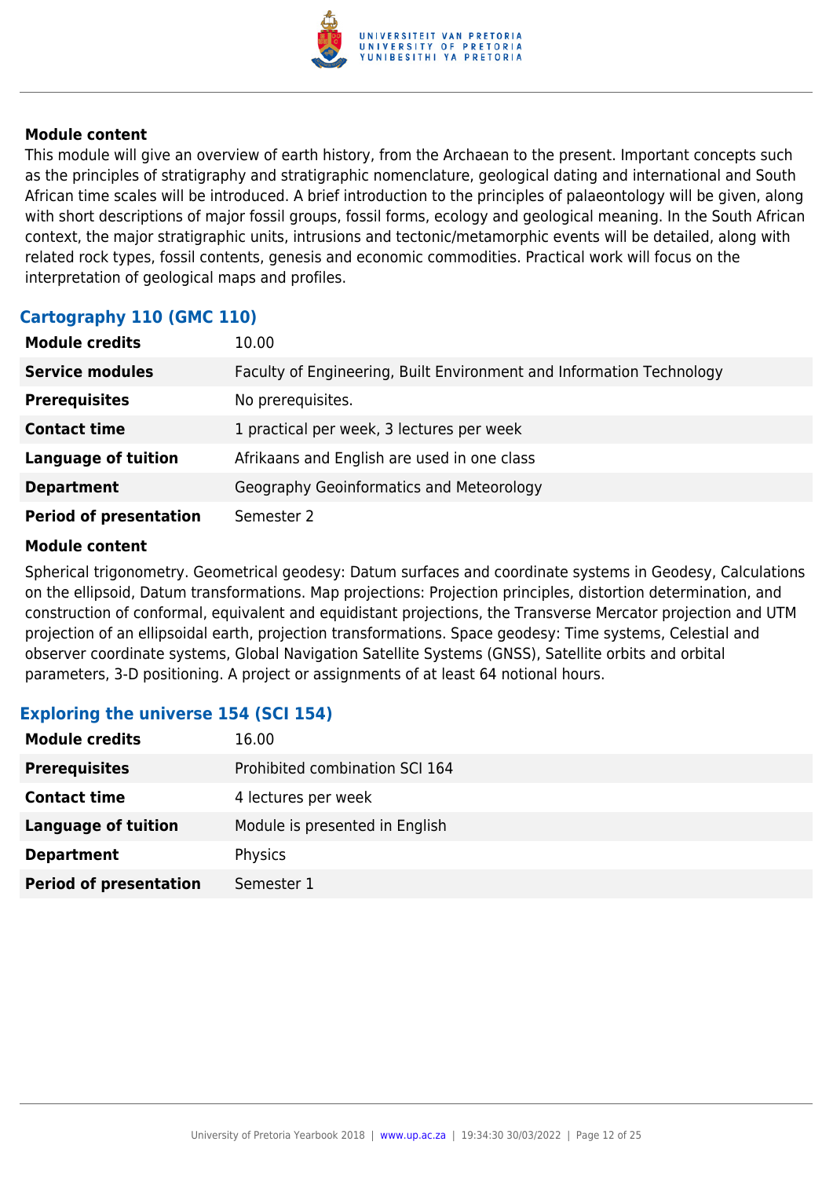#### Module content

This module will give an overview of earth history, from the Archaean to the present. Important concepts such as the principles of stratigraphy and stratigraphic nomenclature, geological dating and international and South African time scales will be introduced. A brief introduction to the principles of palaeontology will be given, along with short descriptions of major fossil groups, fossil forms, ecology and geological meaning. In the South African context, the major stratigraphic units, intrusions and tectonic/metamorphic events will be detailed, along with related rock types, fossil contents, genesis and economic commodities. Practical work will focus on the interpretation of geological maps and profiles.

### Cartography 110 (GMC 110)

| | |
|---|---|
| **Module credits** | 10.00 |
| **Service modules** | Faculty of Engineering, Built Environment and Information Technology |
| **Prerequisites** | No prerequisites. |
| **Contact time** | 1 practical per week, 3 lectures per week |
| **Language of tuition** | Afrikaans and English are used in one class |
| **Department** | Geography Geoinformatics and Meteorology |
| **Period of presentation** | Semester 2 |

#### Module content

Spherical trigonometry. Geometrical geodesy: Datum surfaces and coordinate systems in Geodesy, Calculations on the ellipsoid, Datum transformations. Map projections: Projection principles, distortion determination, and construction of conformal, equivalent and equidistant projections, the Transverse Mercator projection and UTM projection of an ellipsoidal earth, projection transformations. Space geodesy: Time systems, Celestial and observer coordinate systems, Global Navigation Satellite Systems (GNSS), Satellite orbits and orbital parameters, 3-D positioning. A project or assignments of at least 64 notional hours.

### Exploring the universe 154 (SCI 154)

| | |
|---|---|
| **Module credits** | 16.00 |
| **Prerequisites** | Prohibited combination SCI 164 |
| **Contact time** | 4 lectures per week |
| **Language of tuition** | Module is presented in English |
| **Department** | Physics |
| **Period of presentation** | Semester 1 |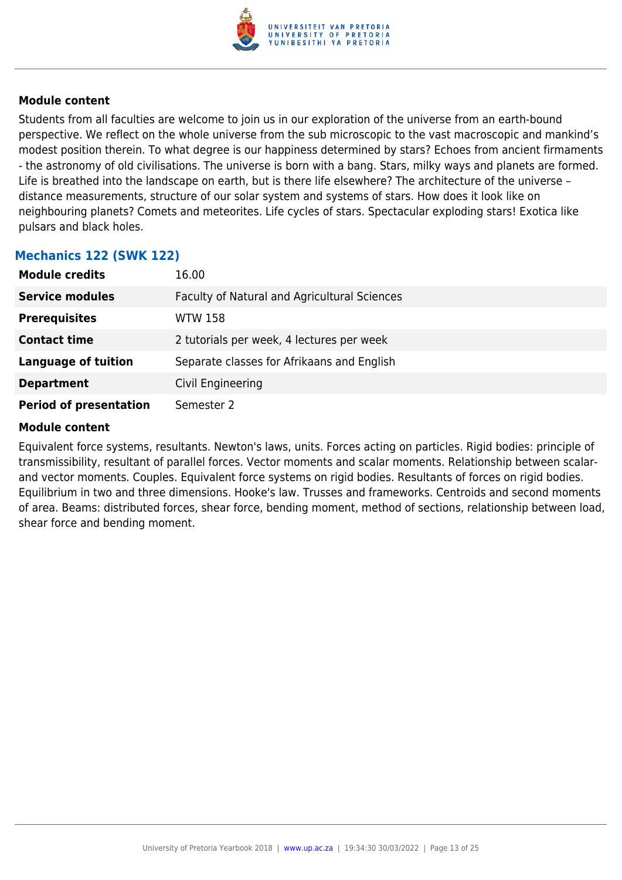#### Module content

Students from all faculties are welcome to join us in our exploration of the universe from an earth-bound perspective. We reflect on the whole universe from the sub microscopic to the vast macroscopic and mankind's modest position therein. To what degree is our happiness determined by stars? Echoes from ancient firmaments - the astronomy of old civilisations. The universe is born with a bang. Stars, milky ways and planets are formed. Life is breathed into the landscape on earth, but is there life elsewhere? The architecture of the universe – distance measurements, structure of our solar system and systems of stars. How does it look like on neighbouring planets? Comets and meteorites. Life cycles of stars. Spectacular exploding stars! Exotica like pulsars and black holes.

### Mechanics 122 (SWK 122)

| | |
|---|---|
| **Module credits** | 16.00 |
| **Service modules** | Faculty of Natural and Agricultural Sciences |
| **Prerequisites** | WTW 158 |
| **Contact time** | 2 tutorials per week, 4 lectures per week |
| **Language of tuition** | Separate classes for Afrikaans and English |
| **Department** | Civil Engineering |
| **Period of presentation** | Semester 2 |

#### Module content

Equivalent force systems, resultants. Newton's laws, units. Forces acting on particles. Rigid bodies: principle of transmissibility, resultant of parallel forces. Vector moments and scalar moments. Relationship between scalar- and vector moments. Couples. Equivalent force systems on rigid bodies. Resultants of forces on rigid bodies. Equilibrium in two and three dimensions. Hooke's law. Trusses and frameworks. Centroids and second moments of area. Beams: distributed forces, shear force, bending moment, method of sections, relationship between load, shear force and bending moment.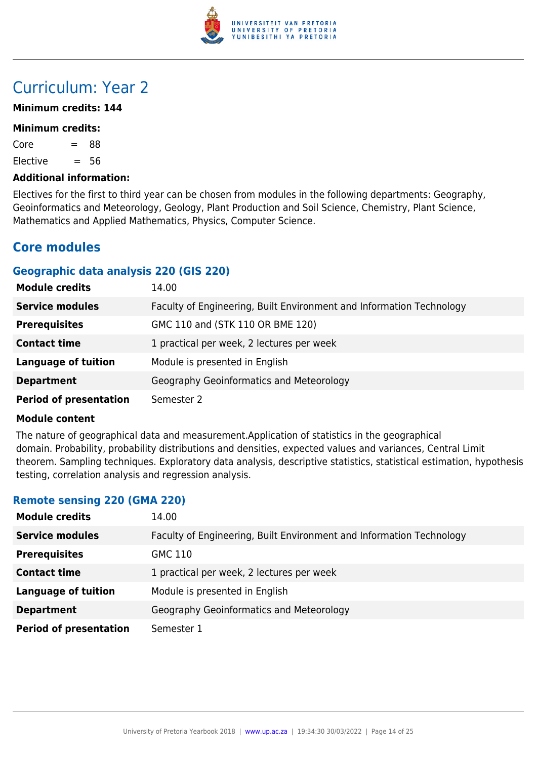# Curriculum: Year 2

**Minimum credits: 144**

**Minimum credits:**

Core = 88

Elective = 56

**Additional information:**

Electives for the first to third year can be chosen from modules in the following departments: Geography, Geoinformatics and Meteorology, Geology, Plant Production and Soil Science, Chemistry, Plant Science, Mathematics and Applied Mathematics, Physics, Computer Science.

## Core modules

### Geographic data analysis 220 (GIS 220)

| | |
|---|---|
| **Module credits** | 14.00 |
| **Service modules** | Faculty of Engineering, Built Environment and Information Technology |
| **Prerequisites** | GMC 110 and (STK 110 OR BME 120) |
| **Contact time** | 1 practical per week, 2 lectures per week |
| **Language of tuition** | Module is presented in English |
| **Department** | Geography Geoinformatics and Meteorology |
| **Period of presentation** | Semester 2 |

**Module content**

The nature of geographical data and measurement.Application of statistics in the geographical domain. Probability, probability distributions and densities, expected values and variances, Central Limit theorem. Sampling techniques. Exploratory data analysis, descriptive statistics, statistical estimation, hypothesis testing, correlation analysis and regression analysis.

### Remote sensing 220 (GMA 220)

| | |
|---|---|
| **Module credits** | 14.00 |
| **Service modules** | Faculty of Engineering, Built Environment and Information Technology |
| **Prerequisites** | GMC 110 |
| **Contact time** | 1 practical per week, 2 lectures per week |
| **Language of tuition** | Module is presented in English |
| **Department** | Geography Geoinformatics and Meteorology |
| **Period of presentation** | Semester 1 |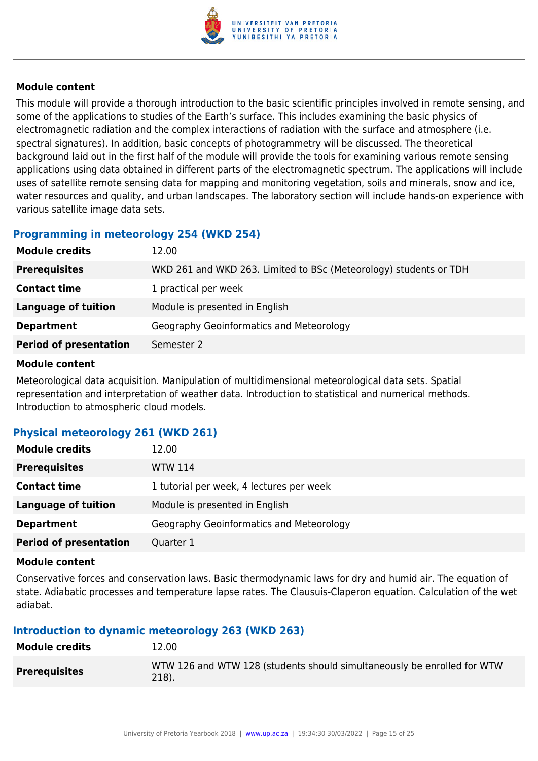#### Module content

This module will provide a thorough introduction to the basic scientific principles involved in remote sensing, and some of the applications to studies of the Earth's surface. This includes examining the basic physics of electromagnetic radiation and the complex interactions of radiation with the surface and atmosphere (i.e. spectral signatures). In addition, basic concepts of photogrammetry will be discussed. The theoretical background laid out in the first half of the module will provide the tools for examining various remote sensing applications using data obtained in different parts of the electromagnetic spectrum. The applications will include uses of satellite remote sensing data for mapping and monitoring vegetation, soils and minerals, snow and ice, water resources and quality, and urban landscapes. The laboratory section will include hands-on experience with various satellite image data sets.

### Programming in meteorology 254 (WKD 254)

| | |
|---|---|
| **Module credits** | 12.00 |
| **Prerequisites** | WKD 261 and WKD 263. Limited to BSc (Meteorology) students or TDH |
| **Contact time** | 1 practical per week |
| **Language of tuition** | Module is presented in English |
| **Department** | Geography Geoinformatics and Meteorology |
| **Period of presentation** | Semester 2 |

#### Module content

Meteorological data acquisition. Manipulation of multidimensional meteorological data sets. Spatial representation and interpretation of weather data. Introduction to statistical and numerical methods. Introduction to atmospheric cloud models.

### Physical meteorology 261 (WKD 261)

| | |
|---|---|
| **Module credits** | 12.00 |
| **Prerequisites** | WTW 114 |
| **Contact time** | 1 tutorial per week, 4 lectures per week |
| **Language of tuition** | Module is presented in English |
| **Department** | Geography Geoinformatics and Meteorology |
| **Period of presentation** | Quarter 1 |

#### Module content

Conservative forces and conservation laws. Basic thermodynamic laws for dry and humid air. The equation of state. Adiabatic processes and temperature lapse rates. The Clausuis-Claperon equation. Calculation of the wet adiabat.

### Introduction to dynamic meteorology 263 (WKD 263)

| | |
|---|---|
| **Module credits** | 12.00 |
| **Prerequisites** | WTW 126 and WTW 128 (students should simultaneously be enrolled for WTW 218). |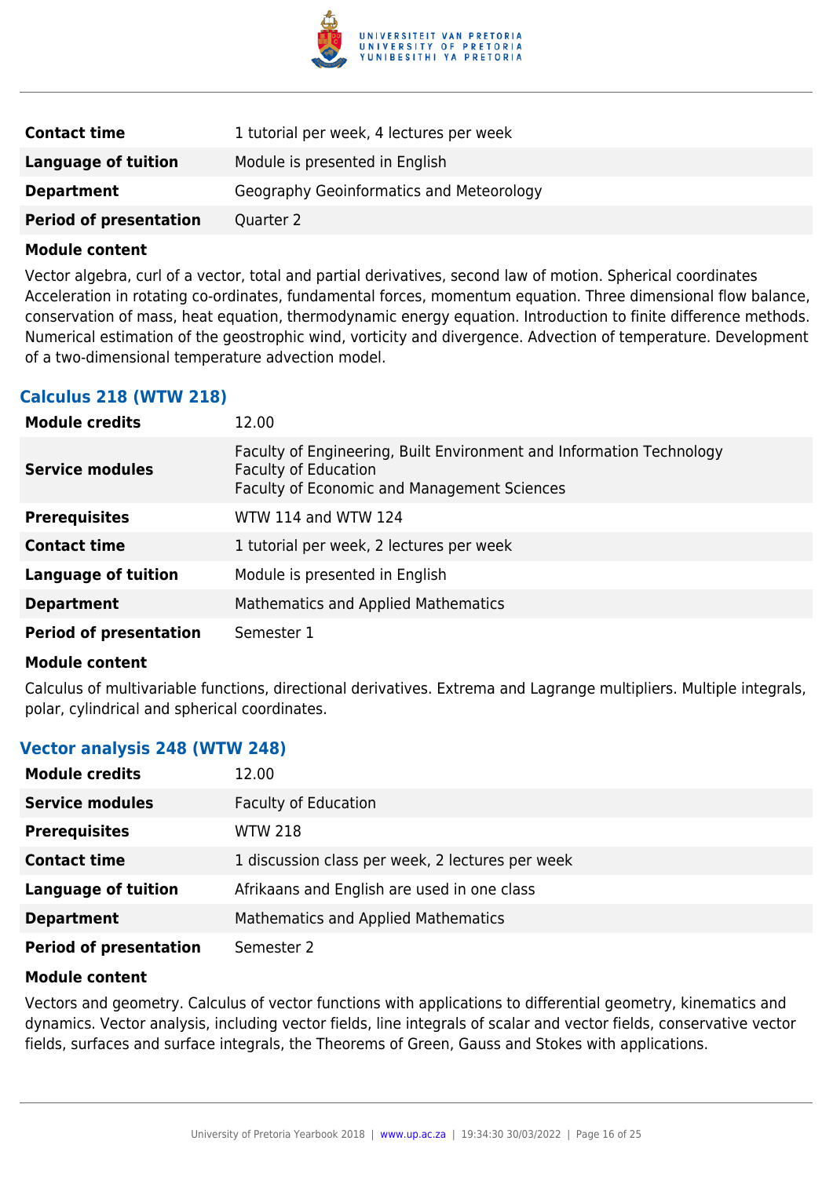| | |
|---|---|
| **Contact time** | 1 tutorial per week, 4 lectures per week |
| **Language of tuition** | Module is presented in English |
| **Department** | Geography Geoinformatics and Meteorology |
| **Period of presentation** | Quarter 2 |

**Module content**

Vector algebra, curl of a vector, total and partial derivatives, second law of motion. Spherical coordinates Acceleration in rotating co-ordinates, fundamental forces, momentum equation. Three dimensional flow balance, conservation of mass, heat equation, thermodynamic energy equation. Introduction to finite difference methods. Numerical estimation of the geostrophic wind, vorticity and divergence. Advection of temperature. Development of a two-dimensional temperature advection model.

### Calculus 218 (WTW 218)

| | |
|---|---|
| **Module credits** | 12.00 |
| **Service modules** | Faculty of Engineering, Built Environment and Information Technology<br>Faculty of Education<br>Faculty of Economic and Management Sciences |
| **Prerequisites** | WTW 114 and WTW 124 |
| **Contact time** | 1 tutorial per week, 2 lectures per week |
| **Language of tuition** | Module is presented in English |
| **Department** | Mathematics and Applied Mathematics |
| **Period of presentation** | Semester 1 |

**Module content**

Calculus of multivariable functions, directional derivatives. Extrema and Lagrange multipliers. Multiple integrals, polar, cylindrical and spherical coordinates.

### Vector analysis 248 (WTW 248)

| | |
|---|---|
| **Module credits** | 12.00 |
| **Service modules** | Faculty of Education |
| **Prerequisites** | WTW 218 |
| **Contact time** | 1 discussion class per week, 2 lectures per week |
| **Language of tuition** | Afrikaans and English are used in one class |
| **Department** | Mathematics and Applied Mathematics |
| **Period of presentation** | Semester 2 |

**Module content**

Vectors and geometry. Calculus of vector functions with applications to differential geometry, kinematics and dynamics. Vector analysis, including vector fields, line integrals of scalar and vector fields, conservative vector fields, surfaces and surface integrals, the Theorems of Green, Gauss and Stokes with applications.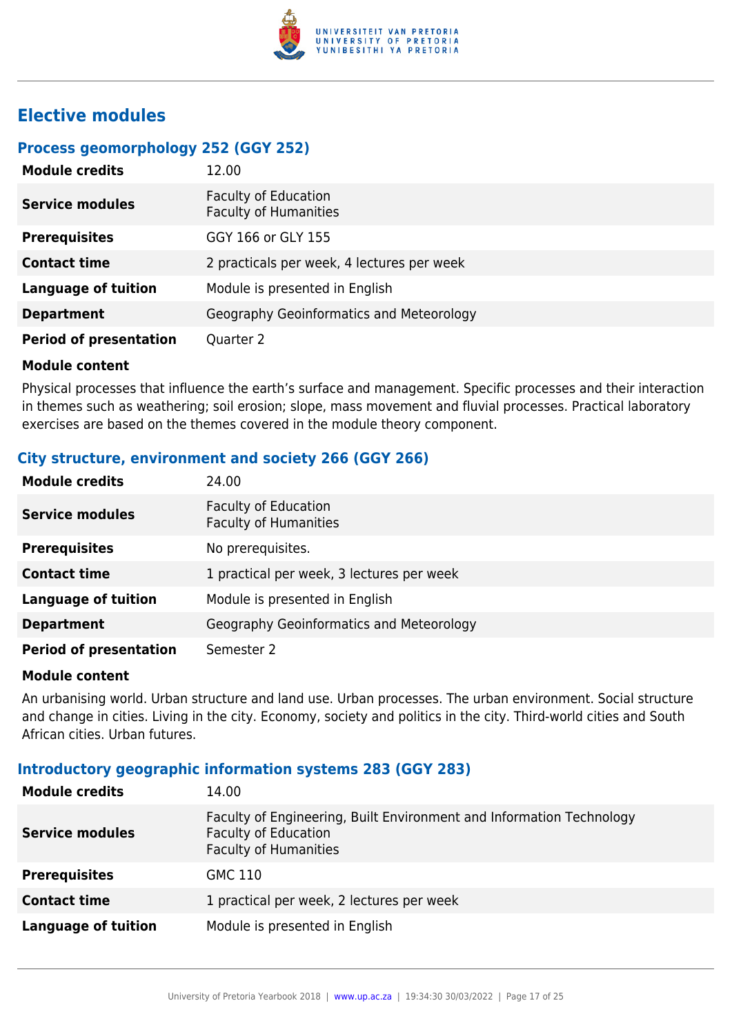## Elective modules

### Process geomorphology 252 (GGY 252)

| | |
|---|---|
| **Module credits** | 12.00 |
| **Service modules** | Faculty of Education<br>Faculty of Humanities |
| **Prerequisites** | GGY 166 or GLY 155 |
| **Contact time** | 2 practicals per week, 4 lectures per week |
| **Language of tuition** | Module is presented in English |
| **Department** | Geography Geoinformatics and Meteorology |
| **Period of presentation** | Quarter 2 |

**Module content**

Physical processes that influence the earth's surface and management. Specific processes and their interaction in themes such as weathering; soil erosion; slope, mass movement and fluvial processes. Practical laboratory exercises are based on the themes covered in the module theory component.

### City structure, environment and society 266 (GGY 266)

| | |
|---|---|
| **Module credits** | 24.00 |
| **Service modules** | Faculty of Education<br>Faculty of Humanities |
| **Prerequisites** | No prerequisites. |
| **Contact time** | 1 practical per week, 3 lectures per week |
| **Language of tuition** | Module is presented in English |
| **Department** | Geography Geoinformatics and Meteorology |
| **Period of presentation** | Semester 2 |

**Module content**

An urbanising world. Urban structure and land use. Urban processes. The urban environment. Social structure and change in cities. Living in the city. Economy, society and politics in the city. Third-world cities and South African cities. Urban futures.

### Introductory geographic information systems 283 (GGY 283)

| | |
|---|---|
| **Module credits** | 14.00 |
| **Service modules** | Faculty of Engineering, Built Environment and Information Technology<br>Faculty of Education<br>Faculty of Humanities |
| **Prerequisites** | GMC 110 |
| **Contact time** | 1 practical per week, 2 lectures per week |
| **Language of tuition** | Module is presented in English |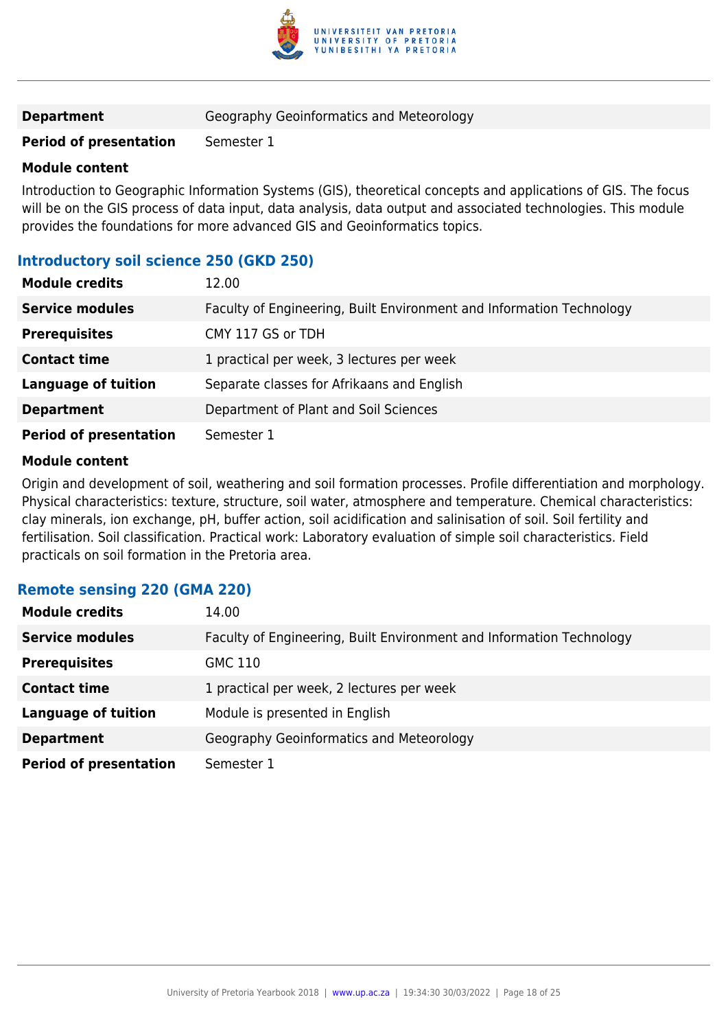| | |
|---|---|
| **Department** | Geography Geoinformatics and Meteorology |
| **Period of presentation** | Semester 1 |

**Module content**

Introduction to Geographic Information Systems (GIS), theoretical concepts and applications of GIS. The focus will be on the GIS process of data input, data analysis, data output and associated technologies. This module provides the foundations for more advanced GIS and Geoinformatics topics.

### Introductory soil science 250 (GKD 250)

| | |
|---|---|
| **Module credits** | 12.00 |
| **Service modules** | Faculty of Engineering, Built Environment and Information Technology |
| **Prerequisites** | CMY 117 GS or TDH |
| **Contact time** | 1 practical per week, 3 lectures per week |
| **Language of tuition** | Separate classes for Afrikaans and English |
| **Department** | Department of Plant and Soil Sciences |
| **Period of presentation** | Semester 1 |

**Module content**

Origin and development of soil, weathering and soil formation processes. Profile differentiation and morphology. Physical characteristics: texture, structure, soil water, atmosphere and temperature. Chemical characteristics: clay minerals, ion exchange, pH, buffer action, soil acidification and salinisation of soil. Soil fertility and fertilisation. Soil classification. Practical work: Laboratory evaluation of simple soil characteristics. Field practicals on soil formation in the Pretoria area.

### Remote sensing 220 (GMA 220)

| | |
|---|---|
| **Module credits** | 14.00 |
| **Service modules** | Faculty of Engineering, Built Environment and Information Technology |
| **Prerequisites** | GMC 110 |
| **Contact time** | 1 practical per week, 2 lectures per week |
| **Language of tuition** | Module is presented in English |
| **Department** | Geography Geoinformatics and Meteorology |
| **Period of presentation** | Semester 1 |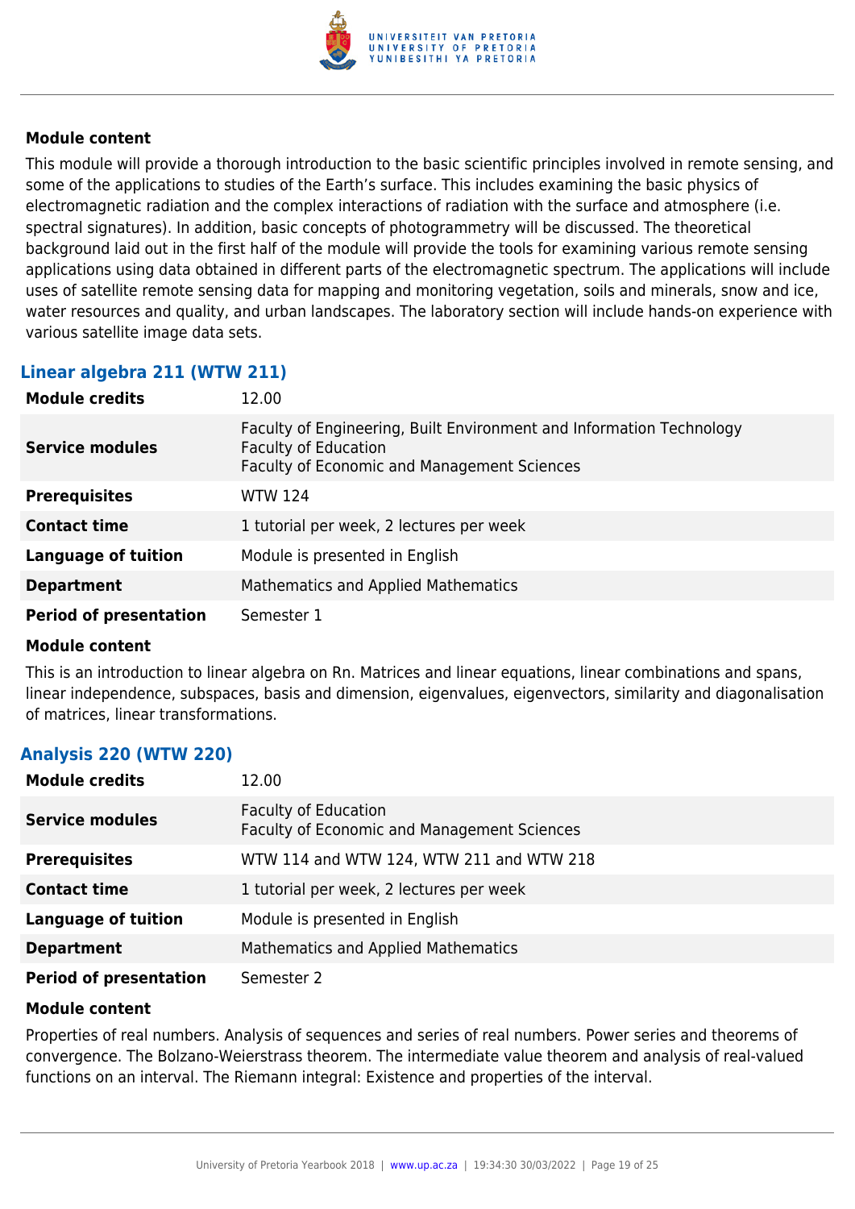#### Module content

This module will provide a thorough introduction to the basic scientific principles involved in remote sensing, and some of the applications to studies of the Earth's surface. This includes examining the basic physics of electromagnetic radiation and the complex interactions of radiation with the surface and atmosphere (i.e. spectral signatures). In addition, basic concepts of photogrammetry will be discussed. The theoretical background laid out in the first half of the module will provide the tools for examining various remote sensing applications using data obtained in different parts of the electromagnetic spectrum. The applications will include uses of satellite remote sensing data for mapping and monitoring vegetation, soils and minerals, snow and ice, water resources and quality, and urban landscapes. The laboratory section will include hands-on experience with various satellite image data sets.

### Linear algebra 211 (WTW 211)

| | |
|---|---|
| **Module credits** | 12.00 |
| **Service modules** | Faculty of Engineering, Built Environment and Information Technology<br>Faculty of Education<br>Faculty of Economic and Management Sciences |
| **Prerequisites** | WTW 124 |
| **Contact time** | 1 tutorial per week, 2 lectures per week |
| **Language of tuition** | Module is presented in English |
| **Department** | Mathematics and Applied Mathematics |
| **Period of presentation** | Semester 1 |

#### Module content

This is an introduction to linear algebra on Rn. Matrices and linear equations, linear combinations and spans, linear independence, subspaces, basis and dimension, eigenvalues, eigenvectors, similarity and diagonalisation of matrices, linear transformations.

### Analysis 220 (WTW 220)

| | |
|---|---|
| **Module credits** | 12.00 |
| **Service modules** | Faculty of Education<br>Faculty of Economic and Management Sciences |
| **Prerequisites** | WTW 114 and WTW 124, WTW 211 and WTW 218 |
| **Contact time** | 1 tutorial per week, 2 lectures per week |
| **Language of tuition** | Module is presented in English |
| **Department** | Mathematics and Applied Mathematics |
| **Period of presentation** | Semester 2 |

#### Module content

Properties of real numbers. Analysis of sequences and series of real numbers. Power series and theorems of convergence. The Bolzano-Weierstrass theorem. The intermediate value theorem and analysis of real-valued functions on an interval. The Riemann integral: Existence and properties of the interval.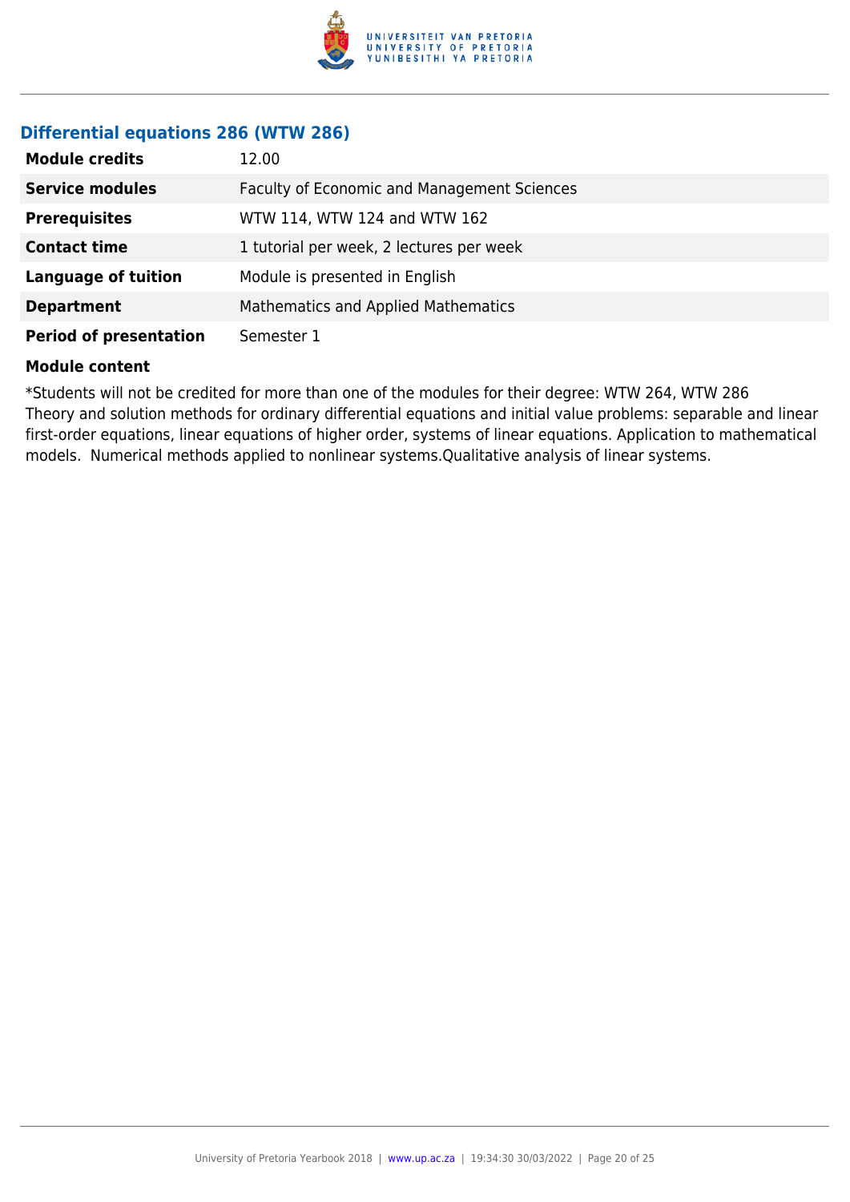### Differential equations 286 (WTW 286)

| | |
|---|---|
| **Module credits** | 12.00 |
| **Service modules** | Faculty of Economic and Management Sciences |
| **Prerequisites** | WTW 114, WTW 124 and WTW 162 |
| **Contact time** | 1 tutorial per week, 2 lectures per week |
| **Language of tuition** | Module is presented in English |
| **Department** | Mathematics and Applied Mathematics |
| **Period of presentation** | Semester 1 |

**Module content**

*Students will not be credited for more than one of the modules for their degree: WTW 264, WTW 286
Theory and solution methods for ordinary differential equations and initial value problems: separable and linear first-order equations, linear equations of higher order, systems of linear equations. Application to mathematical models.  Numerical methods applied to nonlinear systems.Qualitative analysis of linear systems.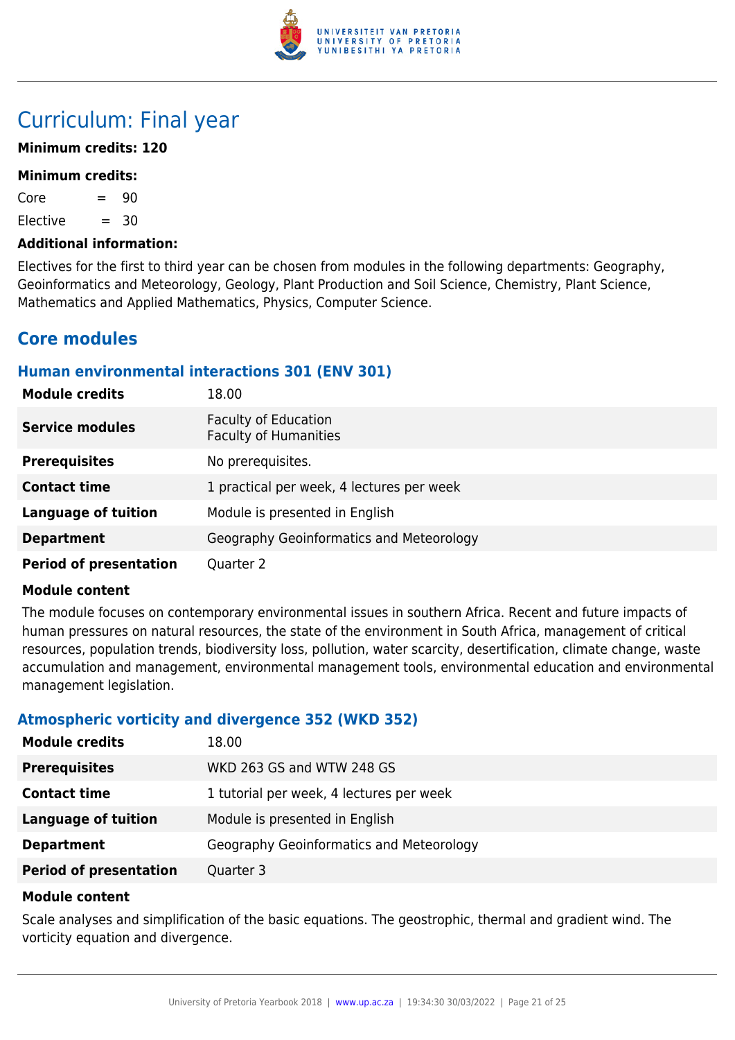# Curriculum: Final year

**Minimum credits: 120**

**Minimum credits:**

Core = 90

Elective = 30

**Additional information:**

Electives for the first to third year can be chosen from modules in the following departments: Geography, Geoinformatics and Meteorology, Geology, Plant Production and Soil Science, Chemistry, Plant Science, Mathematics and Applied Mathematics, Physics, Computer Science.

## Core modules

### Human environmental interactions 301 (ENV 301)

| | |
|---|---|
| **Module credits** | 18.00 |
| **Service modules** | Faculty of Education<br>Faculty of Humanities |
| **Prerequisites** | No prerequisites. |
| **Contact time** | 1 practical per week, 4 lectures per week |
| **Language of tuition** | Module is presented in English |
| **Department** | Geography Geoinformatics and Meteorology |
| **Period of presentation** | Quarter 2 |

**Module content**

The module focuses on contemporary environmental issues in southern Africa. Recent and future impacts of human pressures on natural resources, the state of the environment in South Africa, management of critical resources, population trends, biodiversity loss, pollution, water scarcity, desertification, climate change, waste accumulation and management, environmental management tools, environmental education and environmental management legislation.

### Atmospheric vorticity and divergence 352 (WKD 352)

| | |
|---|---|
| **Module credits** | 18.00 |
| **Prerequisites** | WKD 263 GS and WTW 248 GS |
| **Contact time** | 1 tutorial per week, 4 lectures per week |
| **Language of tuition** | Module is presented in English |
| **Department** | Geography Geoinformatics and Meteorology |
| **Period of presentation** | Quarter 3 |

**Module content**

Scale analyses and simplification of the basic equations. The geostrophic, thermal and gradient wind. The vorticity equation and divergence.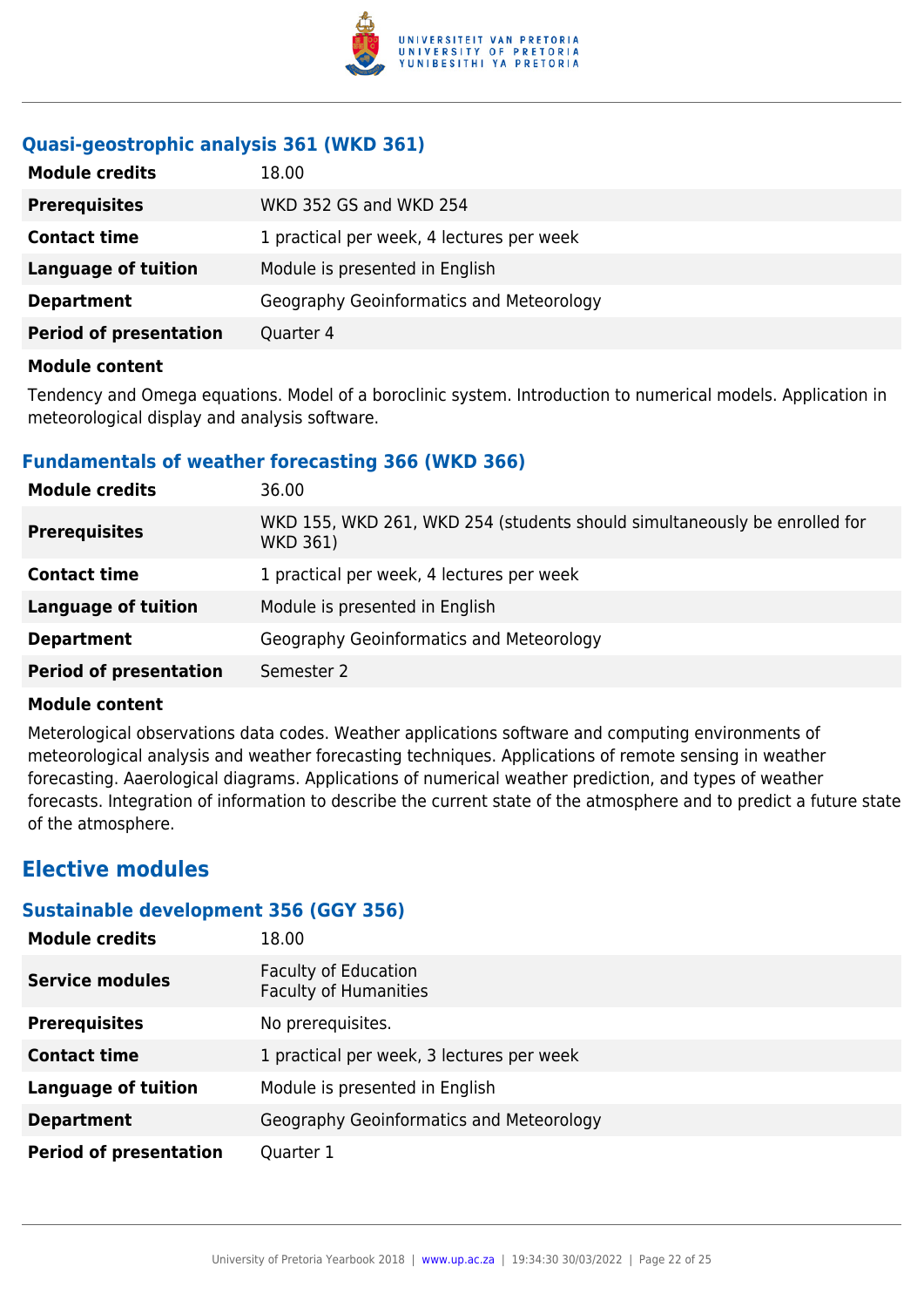### Quasi-geostrophic analysis 361 (WKD 361)

| | |
|---|---|
| **Module credits** | 18.00 |
| **Prerequisites** | WKD 352 GS and WKD 254 |
| **Contact time** | 1 practical per week, 4 lectures per week |
| **Language of tuition** | Module is presented in English |
| **Department** | Geography Geoinformatics and Meteorology |
| **Period of presentation** | Quarter 4 |

**Module content**

Tendency and Omega equations. Model of a boroclinic system. Introduction to numerical models. Application in meteorological display and analysis software.

### Fundamentals of weather forecasting 366 (WKD 366)

| | |
|---|---|
| **Module credits** | 36.00 |
| **Prerequisites** | WKD 155, WKD 261, WKD 254 (students should simultaneously be enrolled for WKD 361) |
| **Contact time** | 1 practical per week, 4 lectures per week |
| **Language of tuition** | Module is presented in English |
| **Department** | Geography Geoinformatics and Meteorology |
| **Period of presentation** | Semester 2 |

**Module content**

Meterological observations data codes. Weather applications software and computing environments of meteorological analysis and weather forecasting techniques. Applications of remote sensing in weather forecasting. Aaerological diagrams. Applications of numerical weather prediction, and types of weather forecasts. Integration of information to describe the current state of the atmosphere and to predict a future state of the atmosphere.

## Elective modules

### Sustainable development 356 (GGY 356)

| | |
|---|---|
| **Module credits** | 18.00 |
| **Service modules** | Faculty of Education<br>Faculty of Humanities |
| **Prerequisites** | No prerequisites. |
| **Contact time** | 1 practical per week, 3 lectures per week |
| **Language of tuition** | Module is presented in English |
| **Department** | Geography Geoinformatics and Meteorology |
| **Period of presentation** | Quarter 1 |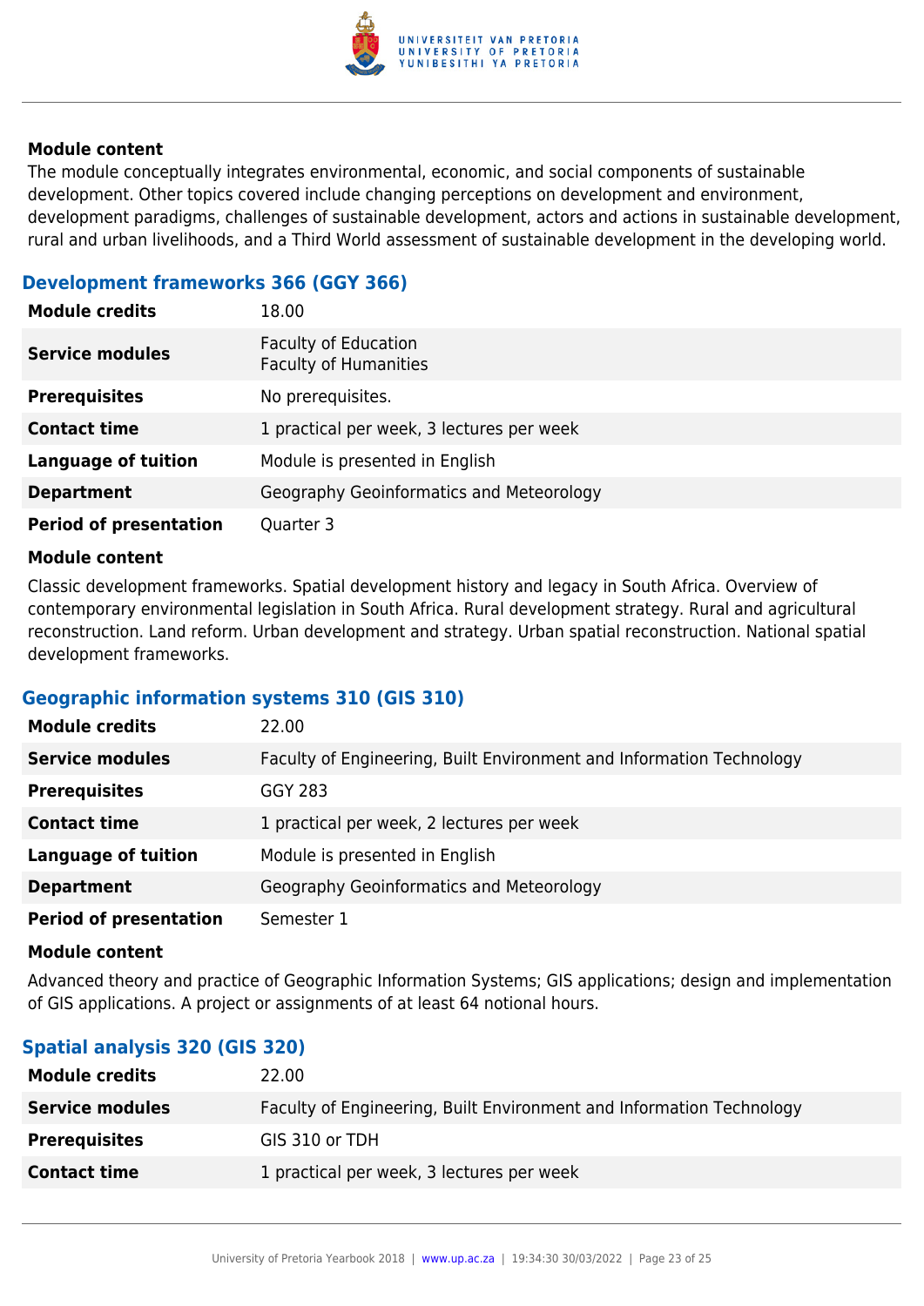#### Module content

The module conceptually integrates environmental, economic, and social components of sustainable development. Other topics covered include changing perceptions on development and environment, development paradigms, challenges of sustainable development, actors and actions in sustainable development, rural and urban livelihoods, and a Third World assessment of sustainable development in the developing world.

### Development frameworks 366 (GGY 366)

| | |
|---|---|
| **Module credits** | 18.00 |
| **Service modules** | Faculty of Education<br>Faculty of Humanities |
| **Prerequisites** | No prerequisites. |
| **Contact time** | 1 practical per week, 3 lectures per week |
| **Language of tuition** | Module is presented in English |
| **Department** | Geography Geoinformatics and Meteorology |
| **Period of presentation** | Quarter 3 |

#### Module content

Classic development frameworks. Spatial development history and legacy in South Africa. Overview of contemporary environmental legislation in South Africa. Rural development strategy. Rural and agricultural reconstruction. Land reform. Urban development and strategy. Urban spatial reconstruction. National spatial development frameworks.

### Geographic information systems 310 (GIS 310)

| | |
|---|---|
| **Module credits** | 22.00 |
| **Service modules** | Faculty of Engineering, Built Environment and Information Technology |
| **Prerequisites** | GGY 283 |
| **Contact time** | 1 practical per week, 2 lectures per week |
| **Language of tuition** | Module is presented in English |
| **Department** | Geography Geoinformatics and Meteorology |
| **Period of presentation** | Semester 1 |

#### Module content

Advanced theory and practice of Geographic Information Systems; GIS applications; design and implementation of GIS applications. A project or assignments of at least 64 notional hours.

### Spatial analysis 320 (GIS 320)

| | |
|---|---|
| **Module credits** | 22.00 |
| **Service modules** | Faculty of Engineering, Built Environment and Information Technology |
| **Prerequisites** | GIS 310 or TDH |
| **Contact time** | 1 practical per week, 3 lectures per week |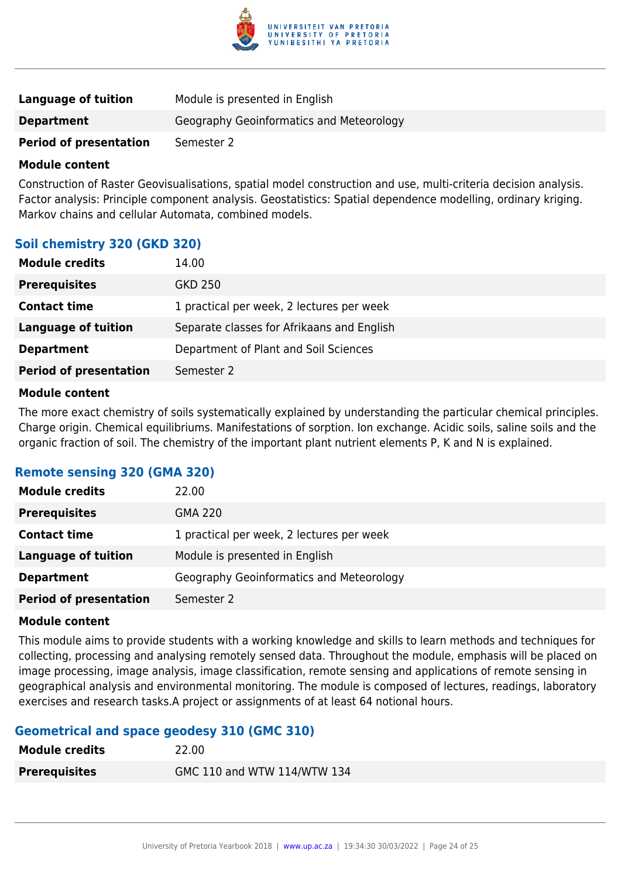| | |
|---|---|
| **Language of tuition** | Module is presented in English |
| **Department** | Geography Geoinformatics and Meteorology |
| **Period of presentation** | Semester 2 |

**Module content**

Construction of Raster Geovisualisations, spatial model construction and use, multi-criteria decision analysis. Factor analysis: Principle component analysis. Geostatistics: Spatial dependence modelling, ordinary kriging. Markov chains and cellular Automata, combined models.

### Soil chemistry 320 (GKD 320)

| | |
|---|---|
| **Module credits** | 14.00 |
| **Prerequisites** | GKD 250 |
| **Contact time** | 1 practical per week, 2 lectures per week |
| **Language of tuition** | Separate classes for Afrikaans and English |
| **Department** | Department of Plant and Soil Sciences |
| **Period of presentation** | Semester 2 |

**Module content**

The more exact chemistry of soils systematically explained by understanding the particular chemical principles. Charge origin. Chemical equilibriums. Manifestations of sorption. Ion exchange. Acidic soils, saline soils and the organic fraction of soil. The chemistry of the important plant nutrient elements P, K and N is explained.

### Remote sensing 320 (GMA 320)

| | |
|---|---|
| **Module credits** | 22.00 |
| **Prerequisites** | GMA 220 |
| **Contact time** | 1 practical per week, 2 lectures per week |
| **Language of tuition** | Module is presented in English |
| **Department** | Geography Geoinformatics and Meteorology |
| **Period of presentation** | Semester 2 |

**Module content**

This module aims to provide students with a working knowledge and skills to learn methods and techniques for collecting, processing and analysing remotely sensed data. Throughout the module, emphasis will be placed on image processing, image analysis, image classification, remote sensing and applications of remote sensing in geographical analysis and environmental monitoring. The module is composed of lectures, readings, laboratory exercises and research tasks.A project or assignments of at least 64 notional hours.

### Geometrical and space geodesy 310 (GMC 310)

| | |
|---|---|
| **Module credits** | 22.00 |
| **Prerequisites** | GMC 110 and WTW 114/WTW 134 |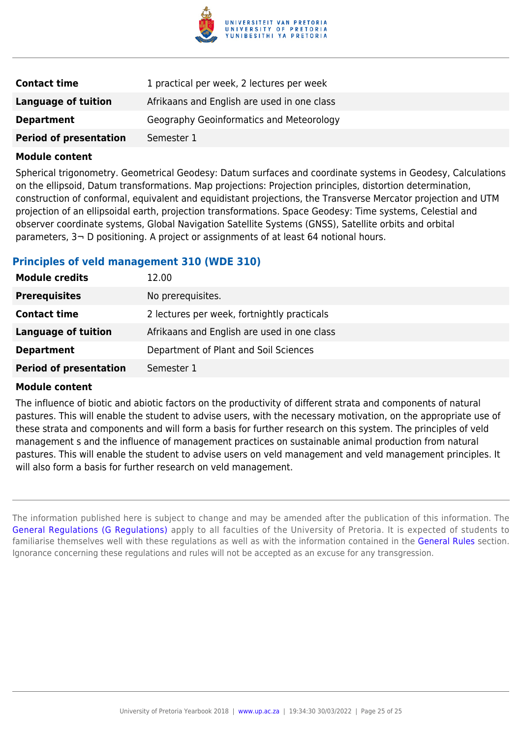| | |
|---|---|
| **Contact time** | 1 practical per week, 2 lectures per week |
| **Language of tuition** | Afrikaans and English are used in one class |
| **Department** | Geography Geoinformatics and Meteorology |
| **Period of presentation** | Semester 1 |

**Module content**

Spherical trigonometry. Geometrical Geodesy: Datum surfaces and coordinate systems in Geodesy, Calculations on the ellipsoid, Datum transformations. Map projections: Projection principles, distortion determination, construction of conformal, equivalent and equidistant projections, the Transverse Mercator projection and UTM projection of an ellipsoidal earth, projection transformations. Space Geodesy: Time systems, Celestial and observer coordinate systems, Global Navigation Satellite Systems (GNSS), Satellite orbits and orbital parameters, 3¬ D positioning. A project or assignments of at least 64 notional hours.

### Principles of veld management 310 (WDE 310)

| | |
|---|---|
| **Module credits** | 12.00 |
| **Prerequisites** | No prerequisites. |
| **Contact time** | 2 lectures per week, fortnightly practicals |
| **Language of tuition** | Afrikaans and English are used in one class |
| **Department** | Department of Plant and Soil Sciences |
| **Period of presentation** | Semester 1 |

**Module content**

The influence of biotic and abiotic factors on the productivity of different strata and components of natural pastures. This will enable the student to advise users, with the necessary motivation, on the appropriate use of these strata and components and will form a basis for further research on this system. The principles of veld management s and the influence of management practices on sustainable animal production from natural pastures. This will enable the student to advise users on veld management and veld management principles. It will also form a basis for further research on veld management.

The information published here is subject to change and may be amended after the publication of this information. The General Regulations (G Regulations) apply to all faculties of the University of Pretoria. It is expected of students to familiarise themselves well with these regulations as well as with the information contained in the General Rules section. Ignorance concerning these regulations and rules will not be accepted as an excuse for any transgression.